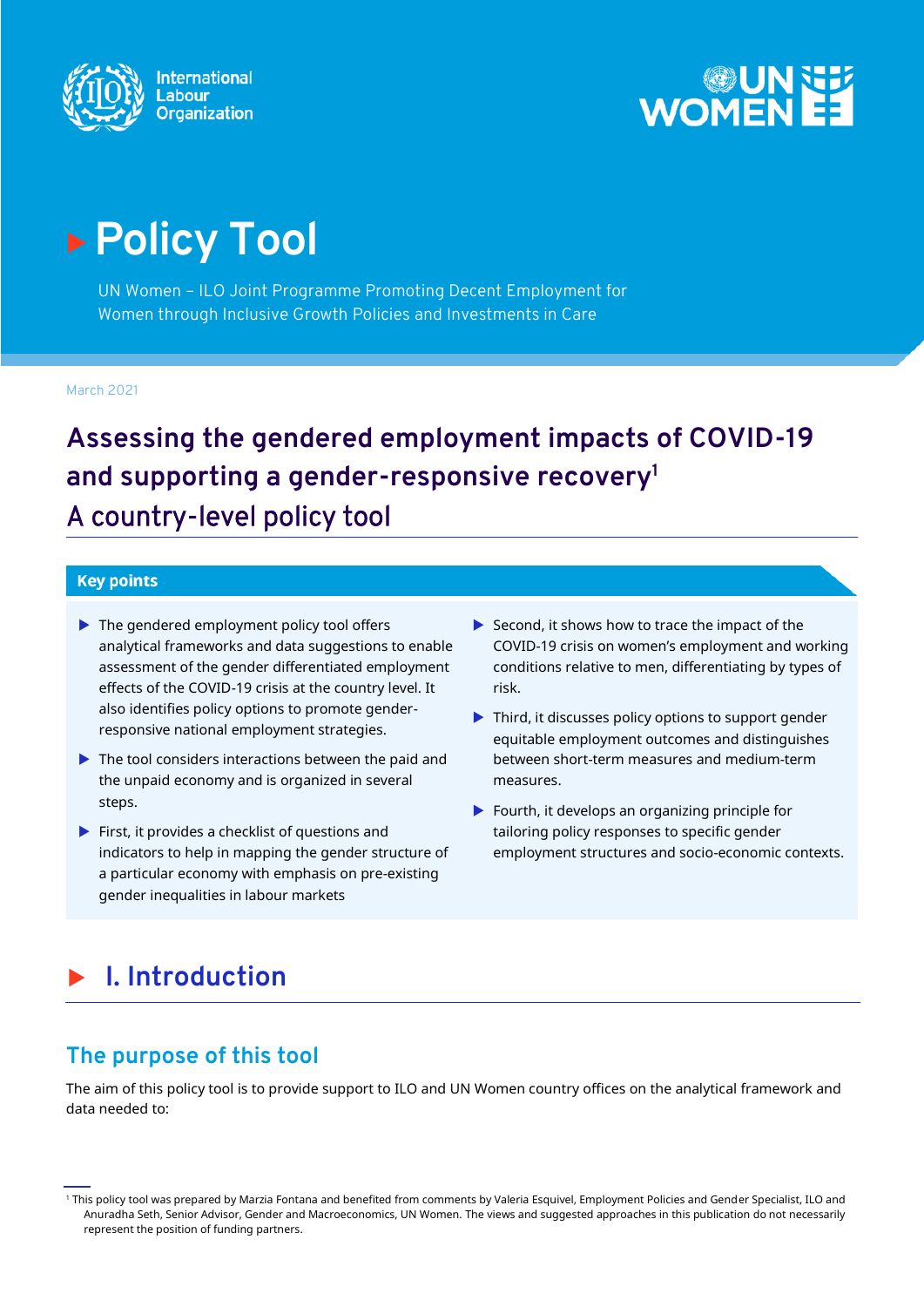International Labour Organization

UN WOMEN

# Policy Tool

UN Women – ILO Joint Programme Promoting Decent Employment for Women through Inclusive Growth Policies and Investments in Care

March 2021

# Assessing the gendered employment impacts of COVID-19 and supporting a gender-responsive recovery[1]

## A country-level policy tool

### Key points

- The gendered employment policy tool offers analytical frameworks and data suggestions to enable assessment of the gender differentiated employment effects of the COVID-19 crisis at the country level. It also identifies policy options to promote gender-responsive national employment strategies.
- The tool considers interactions between the paid and the unpaid economy and is organized in several steps.
- First, it provides a checklist of questions and indicators to help in mapping the gender structure of a particular economy with emphasis on pre-existing gender inequalities in labour markets
- Second, it shows how to trace the impact of the COVID-19 crisis on women's employment and working conditions relative to men, differentiating by types of risk.
- Third, it discusses policy options to support gender equitable employment outcomes and distinguishes between short-term measures and medium-term measures.
- Fourth, it develops an organizing principle for tailoring policy responses to specific gender employment structures and socio-economic contexts.

# I. Introduction

## The purpose of this tool

The aim of this policy tool is to provide support to ILO and UN Women country offices on the analytical framework and data needed to:

[1] This policy tool was prepared by Marzia Fontana and benefited from comments by Valeria Esquivel, Employment Policies and Gender Specialist, ILO and Anuradha Seth, Senior Advisor, Gender and Macroeconomics, UN Women. The views and suggested approaches in this publication do not necessarily represent the position of funding partners.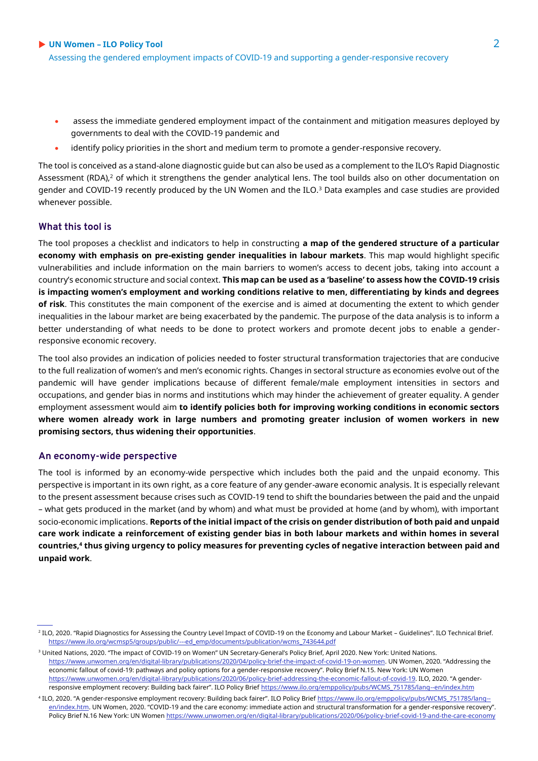- assess the immediate gendered employment impact of the containment and mitigation measures deployed by governments to deal with the COVID-19 pandemic and
- identify policy priorities in the short and medium term to promote a gender-responsive recovery.

The tool is conceived as a stand-alone diagnostic guide but can also be used as a complement to the ILO's Rapid Diagnostic Assessment (RDA),[2] of which it strengthens the gender analytical lens. The tool builds also on other documentation on gender and COVID-19 recently produced by the UN Women and the ILO.[3] Data examples and case studies are provided whenever possible.

## What this tool is

The tool proposes a checklist and indicators to help in constructing **a map of the gendered structure of a particular economy with emphasis on pre-existing gender inequalities in labour markets**. This map would highlight specific vulnerabilities and include information on the main barriers to women's access to decent jobs, taking into account a country's economic structure and social context. **This map can be used as a 'baseline' to assess how the COVID-19 crisis is impacting women's employment and working conditions relative to men, differentiating by kinds and degrees of risk**. This constitutes the main component of the exercise and is aimed at documenting the extent to which gender inequalities in the labour market are being exacerbated by the pandemic. The purpose of the data analysis is to inform a better understanding of what needs to be done to protect workers and promote decent jobs to enable a gender-responsive economic recovery.

The tool also provides an indication of policies needed to foster structural transformation trajectories that are conducive to the full realization of women's and men's economic rights. Changes in sectoral structure as economies evolve out of the pandemic will have gender implications because of different female/male employment intensities in sectors and occupations, and gender bias in norms and institutions which may hinder the achievement of greater equality. A gender employment assessment would aim **to identify policies both for improving working conditions in economic sectors where women already work in large numbers and promoting greater inclusion of women workers in new promising sectors, thus widening their opportunities**.

## An economy-wide perspective

The tool is informed by an economy-wide perspective which includes both the paid and the unpaid economy. This perspective is important in its own right, as a core feature of any gender-aware economic analysis. It is especially relevant to the present assessment because crises such as COVID-19 tend to shift the boundaries between the paid and the unpaid – what gets produced in the market (and by whom) and what must be provided at home (and by whom), with important socio-economic implications. **Reports of the initial impact of the crisis on gender distribution of both paid and unpaid care work indicate a reinforcement of existing gender bias in both labour markets and within homes in several countries,[4] thus giving urgency to policy measures for preventing cycles of negative interaction between paid and unpaid work**.

---

[2] ILO, 2020. "Rapid Diagnostics for Assessing the Country Level Impact of COVID-19 on the Economy and Labour Market – Guidelines". ILO Technical Brief. https://www.ilo.org/wcmsp5/groups/public/---ed_emp/documents/publication/wcms_743644.pdf

[3] United Nations, 2020. "The impact of COVID-19 on Women" UN Secretary-General's Policy Brief, April 2020. New York: United Nations. https://www.unwomen.org/en/digital-library/publications/2020/04/policy-brief-the-impact-of-covid-19-on-women. UN Women, 2020. "Addressing the economic fallout of covid-19: pathways and policy options for a gender-responsive recovery". Policy Brief N.15. New York: UN Women https://www.unwomen.org/en/digital-library/publications/2020/06/policy-brief-addressing-the-economic-fallout-of-covid-19. ILO, 2020. "A gender-responsive employment recovery: Building back fairer". ILO Policy Brief https://www.ilo.org/emppolicy/pubs/WCMS_751785/lang--en/index.htm

[4] ILO, 2020. "A gender-responsive employment recovery: Building back fairer". ILO Policy Brief https://www.ilo.org/emppolicy/pubs/WCMS_751785/lang--en/index.htm. UN Women, 2020. "COVID-19 and the care economy: immediate action and structural transformation for a gender-responsive recovery". Policy Brief N.16 New York: UN Women https://www.unwomen.org/en/digital-library/publications/2020/06/policy-brief-covid-19-and-the-care-economy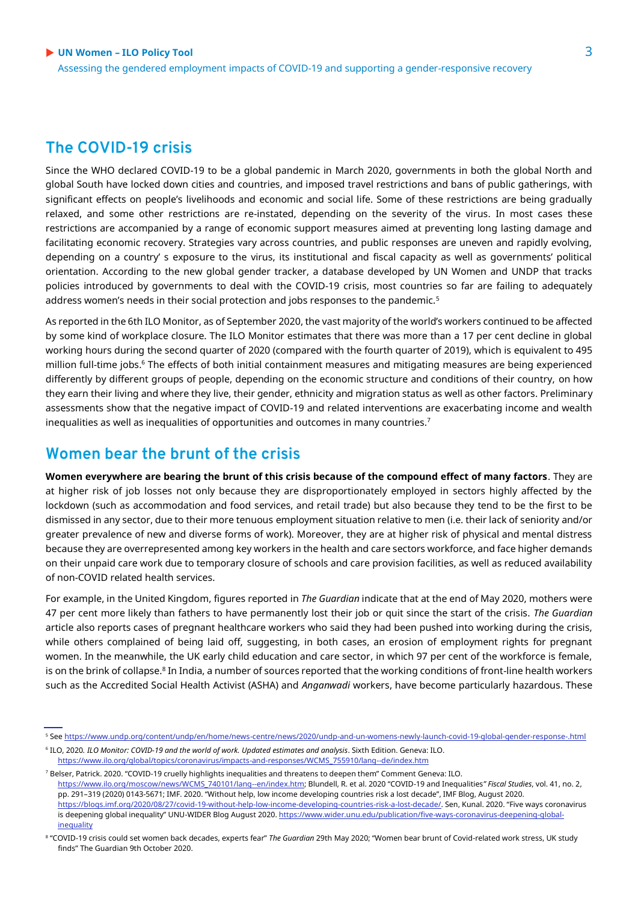## The COVID-19 crisis

Since the WHO declared COVID-19 to be a global pandemic in March 2020, governments in both the global North and global South have locked down cities and countries, and imposed travel restrictions and bans of public gatherings, with significant effects on people's livelihoods and economic and social life. Some of these restrictions are being gradually relaxed, and some other restrictions are re-instated, depending on the severity of the virus. In most cases these restrictions are accompanied by a range of economic support measures aimed at preventing long lasting damage and facilitating economic recovery. Strategies vary across countries, and public responses are uneven and rapidly evolving, depending on a country' s exposure to the virus, its institutional and fiscal capacity as well as governments' political orientation. According to the new global gender tracker, a database developed by UN Women and UNDP that tracks policies introduced by governments to deal with the COVID-19 crisis, most countries so far are failing to adequately address women's needs in their social protection and jobs responses to the pandemic.[5]

As reported in the 6th ILO Monitor, as of September 2020, the vast majority of the world's workers continued to be affected by some kind of workplace closure. The ILO Monitor estimates that there was more than a 17 per cent decline in global working hours during the second quarter of 2020 (compared with the fourth quarter of 2019), which is equivalent to 495 million full-time jobs.[6] The effects of both initial containment measures and mitigating measures are being experienced differently by different groups of people, depending on the economic structure and conditions of their country, on how they earn their living and where they live, their gender, ethnicity and migration status as well as other factors. Preliminary assessments show that the negative impact of COVID-19 and related interventions are exacerbating income and wealth inequalities as well as inequalities of opportunities and outcomes in many countries.[7]

## Women bear the brunt of the crisis

**Women everywhere are bearing the brunt of this crisis because of the compound effect of many factors**. They are at higher risk of job losses not only because they are disproportionately employed in sectors highly affected by the lockdown (such as accommodation and food services, and retail trade) but also because they tend to be the first to be dismissed in any sector, due to their more tenuous employment situation relative to men (i.e. their lack of seniority and/or greater prevalence of new and diverse forms of work). Moreover, they are at higher risk of physical and mental distress because they are overrepresented among key workers in the health and care sectors workforce, and face higher demands on their unpaid care work due to temporary closure of schools and care provision facilities, as well as reduced availability of non-COVID related health services.

For example, in the United Kingdom, figures reported in *The Guardian* indicate that at the end of May 2020, mothers were 47 per cent more likely than fathers to have permanently lost their job or quit since the start of the crisis. *The Guardian* article also reports cases of pregnant healthcare workers who said they had been pushed into working during the crisis, while others complained of being laid off, suggesting, in both cases, an erosion of employment rights for pregnant women. In the meanwhile, the UK early child education and care sector, in which 97 per cent of the workforce is female, is on the brink of collapse.[8] In India, a number of sources reported that the working conditions of front-line health workers such as the Accredited Social Health Activist (ASHA) and *Anganwadi* workers, have become particularly hazardous. These

---

[5] See https://www.undp.org/content/undp/en/home/news-centre/news/2020/undp-and-un-womens-newly-launch-covid-19-global-gender-response-.html

[6] ILO, 2020. *ILO Monitor: COVID-19 and the world of work. Updated estimates and analysis*. Sixth Edition. Geneva: ILO. https://www.ilo.org/global/topics/coronavirus/impacts-and-responses/WCMS_755910/lang--de/index.htm

[7] Belser, Patrick. 2020. "COVID-19 cruelly highlights inequalities and threatens to deepen them" Comment Geneva: ILO. https://www.ilo.org/moscow/news/WCMS_740101/lang--en/index.htm; Blundell, R. et al. 2020 "COVID-19 and Inequalities" *Fiscal Studies*, vol. 41, no. 2, pp. 291–319 (2020) 0143-5671; IMF. 2020. "Without help, low income developing countries risk a lost decade", IMF Blog, August 2020. https://blogs.imf.org/2020/08/27/covid-19-without-help-low-income-developing-countries-risk-a-lost-decade/. Sen, Kunal. 2020. "Five ways coronavirus is deepening global inequality" UNU-WIDER Blog August 2020. https://www.wider.unu.edu/publication/five-ways-coronavirus-deepening-global-inequality

[8] "COVID-19 crisis could set women back decades, experts fear" *The Guardian* 29th May 2020; "Women bear brunt of Covid-related work stress, UK study finds" The Guardian 9th October 2020.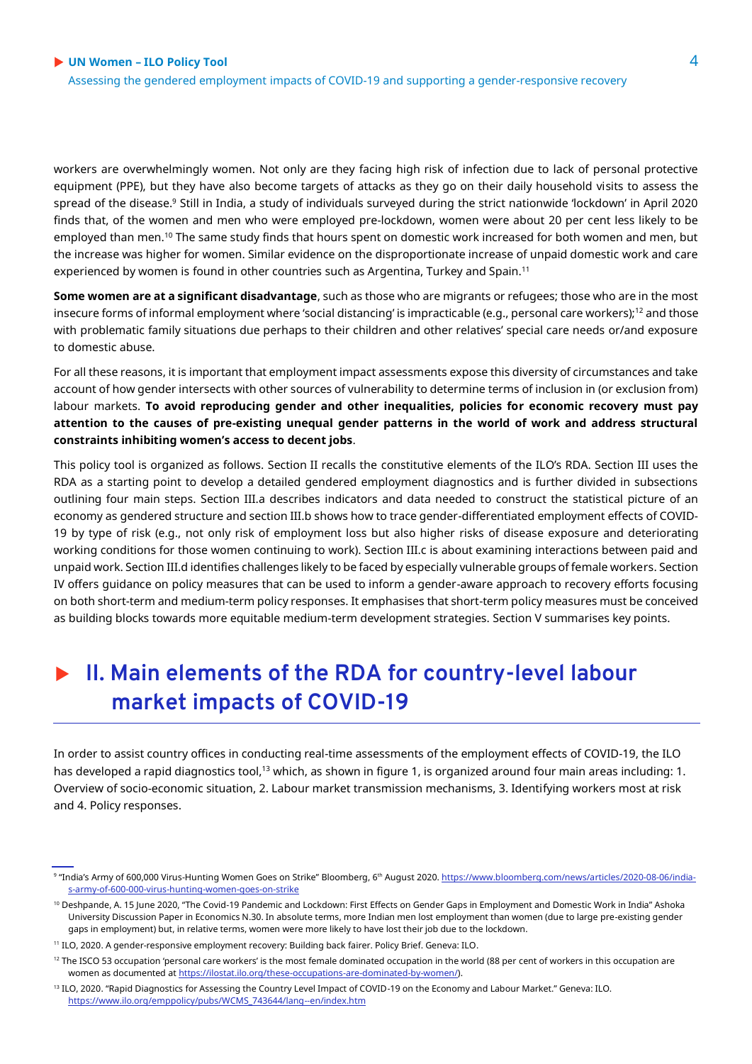workers are overwhelmingly women. Not only are they facing high risk of infection due to lack of personal protective equipment (PPE), but they have also become targets of attacks as they go on their daily household visits to assess the spread of the disease.[9] Still in India, a study of individuals surveyed during the strict nationwide 'lockdown' in April 2020 finds that, of the women and men who were employed pre-lockdown, women were about 20 per cent less likely to be employed than men.[10] The same study finds that hours spent on domestic work increased for both women and men, but the increase was higher for women. Similar evidence on the disproportionate increase of unpaid domestic work and care experienced by women is found in other countries such as Argentina, Turkey and Spain.[11]

**Some women are at a significant disadvantage**, such as those who are migrants or refugees; those who are in the most insecure forms of informal employment where 'social distancing' is impracticable (e.g., personal care workers);[12] and those with problematic family situations due perhaps to their children and other relatives' special care needs or/and exposure to domestic abuse.

For all these reasons, it is important that employment impact assessments expose this diversity of circumstances and take account of how gender intersects with other sources of vulnerability to determine terms of inclusion in (or exclusion from) labour markets. **To avoid reproducing gender and other inequalities, policies for economic recovery must pay attention to the causes of pre-existing unequal gender patterns in the world of work and address structural constraints inhibiting women's access to decent jobs**.

This policy tool is organized as follows. Section II recalls the constitutive elements of the ILO's RDA. Section III uses the RDA as a starting point to develop a detailed gendered employment diagnostics and is further divided in subsections outlining four main steps. Section III.a describes indicators and data needed to construct the statistical picture of an economy as gendered structure and section III.b shows how to trace gender-differentiated employment effects of COVID-19 by type of risk (e.g., not only risk of employment loss but also higher risks of disease exposure and deteriorating working conditions for those women continuing to work). Section III.c is about examining interactions between paid and unpaid work. Section III.d identifies challenges likely to be faced by especially vulnerable groups of female workers. Section IV offers guidance on policy measures that can be used to inform a gender-aware approach to recovery efforts focusing on both short-term and medium-term policy responses. It emphasises that short-term policy measures must be conceived as building blocks towards more equitable medium-term development strategies. Section V summarises key points.

## II. Main elements of the RDA for country-level labour market impacts of COVID-19

In order to assist country offices in conducting real-time assessments of the employment effects of COVID-19, the ILO has developed a rapid diagnostics tool,[13] which, as shown in figure 1, is organized around four main areas including: 1. Overview of socio-economic situation, 2. Labour market transmission mechanisms, 3. Identifying workers most at risk and 4. Policy responses.

---

[9] "India's Army of 600,000 Virus-Hunting Women Goes on Strike" Bloomberg, 6th August 2020. https://www.bloomberg.com/news/articles/2020-08-06/india-s-army-of-600-000-virus-hunting-women-goes-on-strike

[10] Deshpande, A. 15 June 2020, "The Covid-19 Pandemic and Lockdown: First Effects on Gender Gaps in Employment and Domestic Work in India" Ashoka University Discussion Paper in Economics N.30. In absolute terms, more Indian men lost employment than women (due to large pre-existing gender gaps in employment) but, in relative terms, women were more likely to have lost their job due to the lockdown.

[11] ILO, 2020. A gender-responsive employment recovery: Building back fairer. Policy Brief. Geneva: ILO.

[12] The ISCO 53 occupation 'personal care workers' is the most female dominated occupation in the world (88 per cent of workers in this occupation are women as documented at https://ilostat.ilo.org/these-occupations-are-dominated-by-women/).

[13] ILO, 2020. "Rapid Diagnostics for Assessing the Country Level Impact of COVID-19 on the Economy and Labour Market." Geneva: ILO. https://www.ilo.org/emppolicy/pubs/WCMS_743644/lang--en/index.htm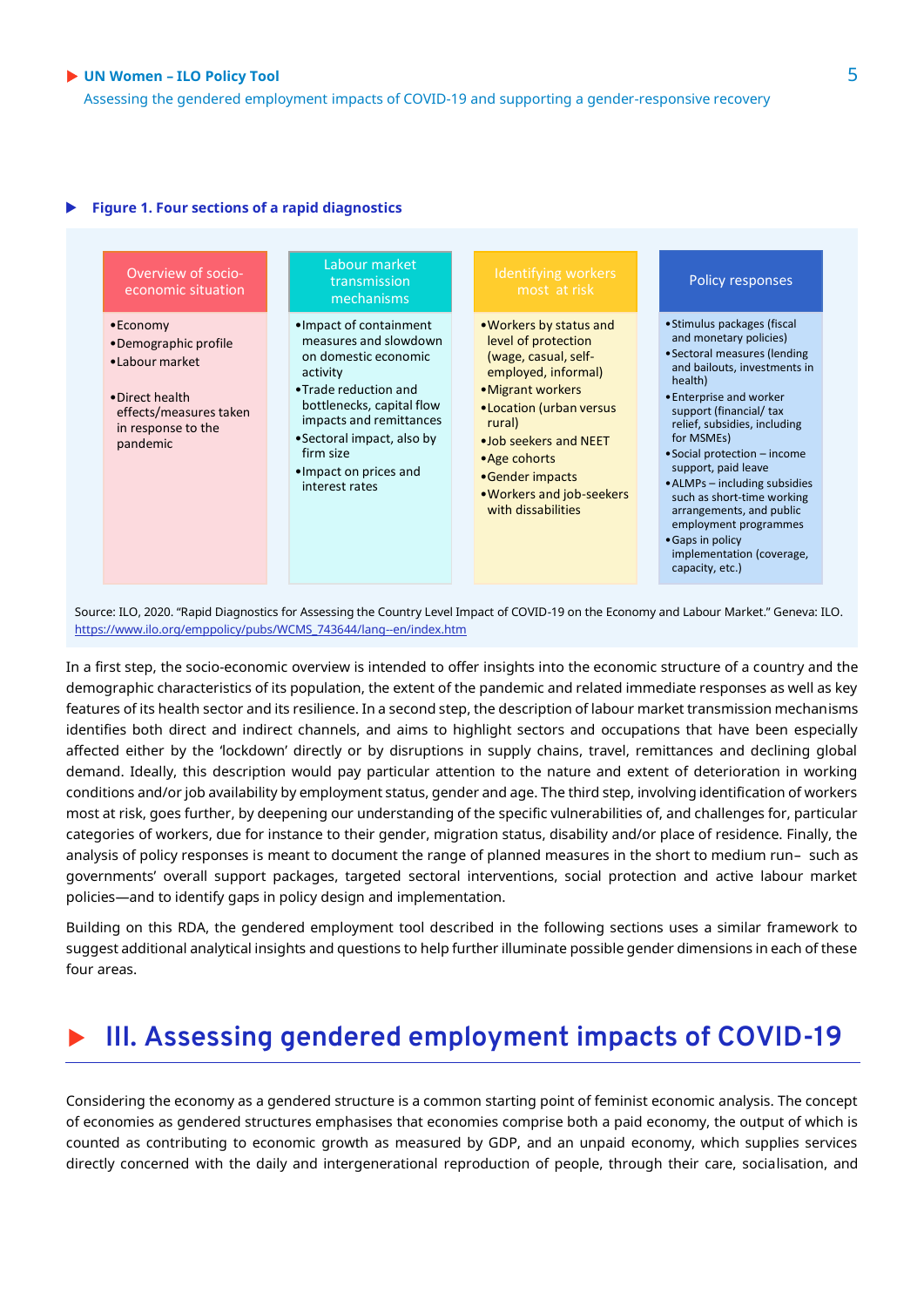**Figure 1. Four sections of a rapid diagnostics**

| Overview of socio-economic situation | Labour market transmission mechanisms | Identifying workers most at risk | Policy responses |
|---|---|---|---|
| • Economy<br>• Demographic profile<br>• Labour market<br><br>• Direct health effects/measures taken in response to the pandemic | • Impact of containment measures and slowdown on domestic economic activity<br>• Trade reduction and bottlenecks, capital flow impacts and remittances<br>• Sectoral impact, also by firm size<br>• Impact on prices and interest rates | • Workers by status and level of protection (wage, casual, self-employed, informal)<br>• Migrant workers<br>• Location (urban versus rural)<br>• Job seekers and NEET<br>• Age cohorts<br>• Gender impacts<br>• Workers and job-seekers with dissabilities | • Stimulus packages (fiscal and monetary policies)<br>• Sectoral measures (lending and bailouts, investments in health)<br>• Enterprise and worker support (financial/ tax relief, subsidies, including for MSMEs)<br>• Social protection – income support, paid leave<br>• ALMPs – including subsidies such as short-time working arrangements, and public employment programmes<br>• Gaps in policy implementation (coverage, capacity, etc.) |

Source: ILO, 2020. "Rapid Diagnostics for Assessing the Country Level Impact of COVID-19 on the Economy and Labour Market." Geneva: ILO. https://www.ilo.org/emppolicy/pubs/WCMS_743644/lang--en/index.htm

In a first step, the socio-economic overview is intended to offer insights into the economic structure of a country and the demographic characteristics of its population, the extent of the pandemic and related immediate responses as well as key features of its health sector and its resilience. In a second step, the description of labour market transmission mechanisms identifies both direct and indirect channels, and aims to highlight sectors and occupations that have been especially affected either by the 'lockdown' directly or by disruptions in supply chains, travel, remittances and declining global demand. Ideally, this description would pay particular attention to the nature and extent of deterioration in working conditions and/or job availability by employment status, gender and age. The third step, involving identification of workers most at risk, goes further, by deepening our understanding of the specific vulnerabilities of, and challenges for, particular categories of workers, due for instance to their gender, migration status, disability and/or place of residence. Finally, the analysis of policy responses is meant to document the range of planned measures in the short to medium run– such as governments' overall support packages, targeted sectoral interventions, social protection and active labour market policies—and to identify gaps in policy design and implementation.

Building on this RDA, the gendered employment tool described in the following sections uses a similar framework to suggest additional analytical insights and questions to help further illuminate possible gender dimensions in each of these four areas.

# III. Assessing gendered employment impacts of COVID-19

Considering the economy as a gendered structure is a common starting point of feminist economic analysis. The concept of economies as gendered structures emphasises that economies comprise both a paid economy, the output of which is counted as contributing to economic growth as measured by GDP, and an unpaid economy, which supplies services directly concerned with the daily and intergenerational reproduction of people, through their care, socialisation, and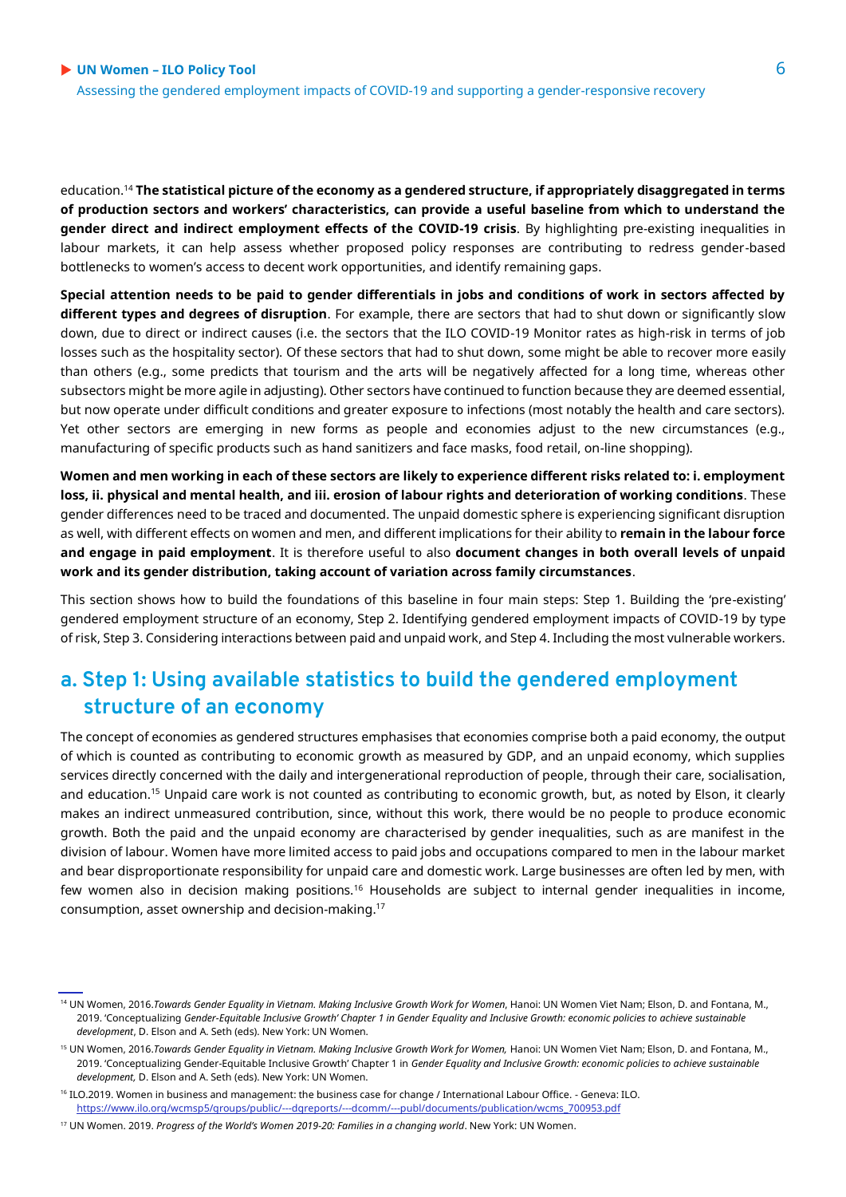education.[14] **The statistical picture of the economy as a gendered structure, if appropriately disaggregated in terms of production sectors and workers' characteristics, can provide a useful baseline from which to understand the gender direct and indirect employment effects of the COVID-19 crisis**. By highlighting pre-existing inequalities in labour markets, it can help assess whether proposed policy responses are contributing to redress gender-based bottlenecks to women's access to decent work opportunities, and identify remaining gaps.

**Special attention needs to be paid to gender differentials in jobs and conditions of work in sectors affected by different types and degrees of disruption**. For example, there are sectors that had to shut down or significantly slow down, due to direct or indirect causes (i.e. the sectors that the ILO COVID-19 Monitor rates as high-risk in terms of job losses such as the hospitality sector). Of these sectors that had to shut down, some might be able to recover more easily than others (e.g., some predicts that tourism and the arts will be negatively affected for a long time, whereas other subsectors might be more agile in adjusting). Other sectors have continued to function because they are deemed essential, but now operate under difficult conditions and greater exposure to infections (most notably the health and care sectors). Yet other sectors are emerging in new forms as people and economies adjust to the new circumstances (e.g., manufacturing of specific products such as hand sanitizers and face masks, food retail, on-line shopping).

**Women and men working in each of these sectors are likely to experience different risks related to: i. employment loss, ii. physical and mental health, and iii. erosion of labour rights and deterioration of working conditions**. These gender differences need to be traced and documented. The unpaid domestic sphere is experiencing significant disruption as well, with different effects on women and men, and different implications for their ability to **remain in the labour force and engage in paid employment**. It is therefore useful to also **document changes in both overall levels of unpaid work and its gender distribution, taking account of variation across family circumstances**.

This section shows how to build the foundations of this baseline in four main steps: Step 1. Building the 'pre-existing' gendered employment structure of an economy, Step 2. Identifying gendered employment impacts of COVID-19 by type of risk, Step 3. Considering interactions between paid and unpaid work, and Step 4. Including the most vulnerable workers.

## a. Step 1: Using available statistics to build the gendered employment structure of an economy

The concept of economies as gendered structures emphasises that economies comprise both a paid economy, the output of which is counted as contributing to economic growth as measured by GDP, and an unpaid economy, which supplies services directly concerned with the daily and intergenerational reproduction of people, through their care, socialisation, and education.[15] Unpaid care work is not counted as contributing to economic growth, but, as noted by Elson, it clearly makes an indirect unmeasured contribution, since, without this work, there would be no people to produce economic growth. Both the paid and the unpaid economy are characterised by gender inequalities, such as are manifest in the division of labour. Women have more limited access to paid jobs and occupations compared to men in the labour market and bear disproportionate responsibility for unpaid care and domestic work. Large businesses are often led by men, with few women also in decision making positions.[16] Households are subject to internal gender inequalities in income, consumption, asset ownership and decision-making.[17]

---

[14] UN Women, 2016. *Towards Gender Equality in Vietnam. Making Inclusive Growth Work for Women*, Hanoi: UN Women Viet Nam; Elson, D. and Fontana, M., 2019. 'Conceptualizing *Gender-Equitable Inclusive Growth' Chapter 1 in Gender Equality and Inclusive Growth: economic policies to achieve sustainable development*, D. Elson and A. Seth (eds). New York: UN Women.

[15] UN Women, 2016. *Towards Gender Equality in Vietnam. Making Inclusive Growth Work for Women,* Hanoi: UN Women Viet Nam; Elson, D. and Fontana, M., 2019. 'Conceptualizing Gender-Equitable Inclusive Growth' Chapter 1 in *Gender Equality and Inclusive Growth: economic policies to achieve sustainable development,* D. Elson and A. Seth (eds). New York: UN Women.

[16] ILO.2019. Women in business and management: the business case for change / International Labour Office. - Geneva: ILO. https://www.ilo.org/wcmsp5/groups/public/---dgreports/---dcomm/---publ/documents/publication/wcms_700953.pdf

[17] UN Women. 2019. *Progress of the World's Women 2019-20: Families in a changing world*. New York: UN Women.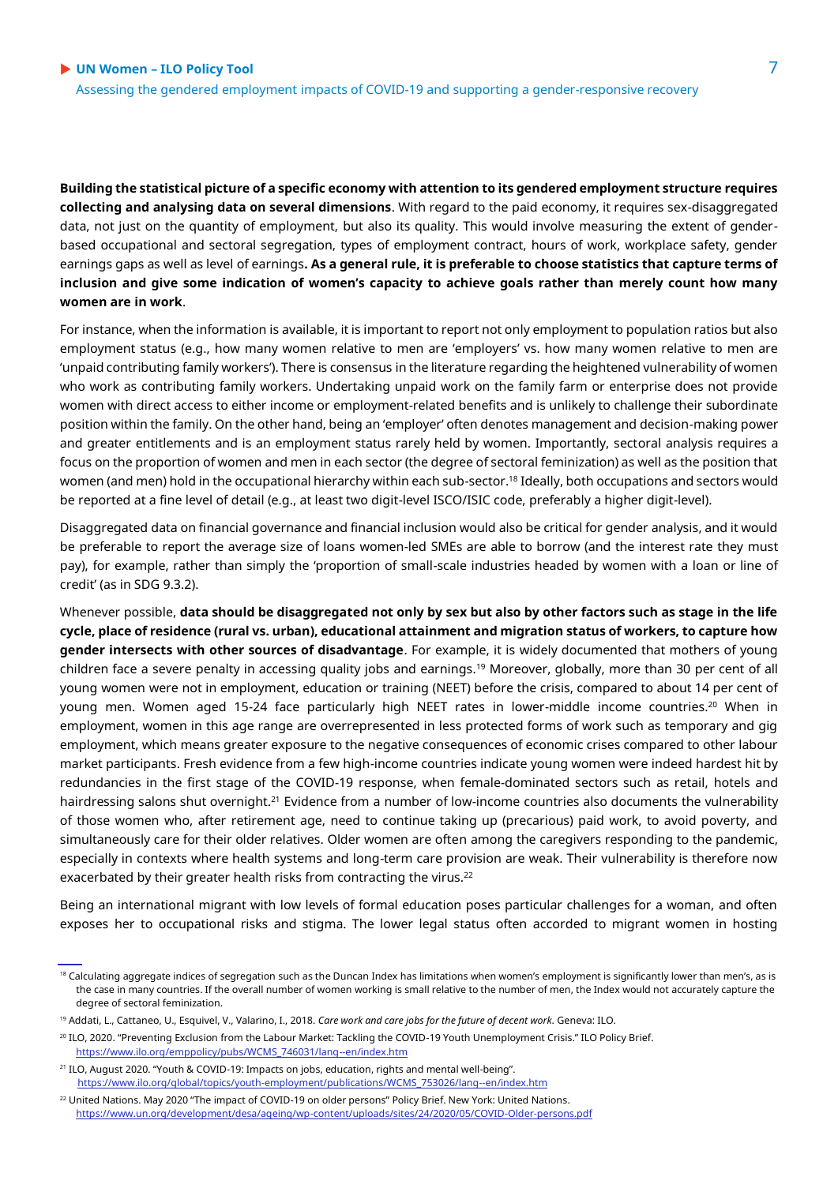**Building the statistical picture of a specific economy with attention to its gendered employment structure requires collecting and analysing data on several dimensions**. With regard to the paid economy, it requires sex-disaggregated data, not just on the quantity of employment, but also its quality. This would involve measuring the extent of gender-based occupational and sectoral segregation, types of employment contract, hours of work, workplace safety, gender earnings gaps as well as level of earnings**. As a general rule, it is preferable to choose statistics that capture terms of inclusion and give some indication of women's capacity to achieve goals rather than merely count how many women are in work**.

For instance, when the information is available, it is important to report not only employment to population ratios but also employment status (e.g., how many women relative to men are 'employers' vs. how many women relative to men are 'unpaid contributing family workers'). There is consensus in the literature regarding the heightened vulnerability of women who work as contributing family workers. Undertaking unpaid work on the family farm or enterprise does not provide women with direct access to either income or employment-related benefits and is unlikely to challenge their subordinate position within the family. On the other hand, being an 'employer' often denotes management and decision-making power and greater entitlements and is an employment status rarely held by women. Importantly, sectoral analysis requires a focus on the proportion of women and men in each sector (the degree of sectoral feminization) as well as the position that women (and men) hold in the occupational hierarchy within each sub-sector.[18] Ideally, both occupations and sectors would be reported at a fine level of detail (e.g., at least two digit-level ISCO/ISIC code, preferably a higher digit-level).

Disaggregated data on financial governance and financial inclusion would also be critical for gender analysis, and it would be preferable to report the average size of loans women-led SMEs are able to borrow (and the interest rate they must pay), for example, rather than simply the 'proportion of small-scale industries headed by women with a loan or line of credit' (as in SDG 9.3.2).

Whenever possible, **data should be disaggregated not only by sex but also by other factors such as stage in the life cycle, place of residence (rural vs. urban), educational attainment and migration status of workers, to capture how gender intersects with other sources of disadvantage**. For example, it is widely documented that mothers of young children face a severe penalty in accessing quality jobs and earnings.[19] Moreover, globally, more than 30 per cent of all young women were not in employment, education or training (NEET) before the crisis, compared to about 14 per cent of young men. Women aged 15-24 face particularly high NEET rates in lower-middle income countries.[20] When in employment, women in this age range are overrepresented in less protected forms of work such as temporary and gig employment, which means greater exposure to the negative consequences of economic crises compared to other labour market participants. Fresh evidence from a few high-income countries indicate young women were indeed hardest hit by redundancies in the first stage of the COVID-19 response, when female-dominated sectors such as retail, hotels and hairdressing salons shut overnight.[21] Evidence from a number of low-income countries also documents the vulnerability of those women who, after retirement age, need to continue taking up (precarious) paid work, to avoid poverty, and simultaneously care for their older relatives. Older women are often among the caregivers responding to the pandemic, especially in contexts where health systems and long-term care provision are weak. Their vulnerability is therefore now exacerbated by their greater health risks from contracting the virus.[22]

Being an international migrant with low levels of formal education poses particular challenges for a woman, and often exposes her to occupational risks and stigma. The lower legal status often accorded to migrant women in hosting

---

[18] Calculating aggregate indices of segregation such as the Duncan Index has limitations when women's employment is significantly lower than men's, as is the case in many countries. If the overall number of women working is small relative to the number of men, the Index would not accurately capture the degree of sectoral feminization.

[19] Addati, L., Cattaneo, U., Esquivel, V., Valarino, I., 2018. *Care work and care jobs for the future of decent work*. Geneva: ILO.

[20] ILO, 2020. "Preventing Exclusion from the Labour Market: Tackling the COVID-19 Youth Unemployment Crisis." ILO Policy Brief. https://www.ilo.org/emppolicy/pubs/WCMS_746031/lang--en/index.htm

[21] ILO, August 2020. "Youth & COVID-19: Impacts on jobs, education, rights and mental well-being". https://www.ilo.org/global/topics/youth-employment/publications/WCMS_753026/lang--en/index.htm

[22] United Nations. May 2020 "The impact of COVID-19 on older persons" Policy Brief. New York: United Nations. https://www.un.org/development/desa/ageing/wp-content/uploads/sites/24/2020/05/COVID-Older-persons.pdf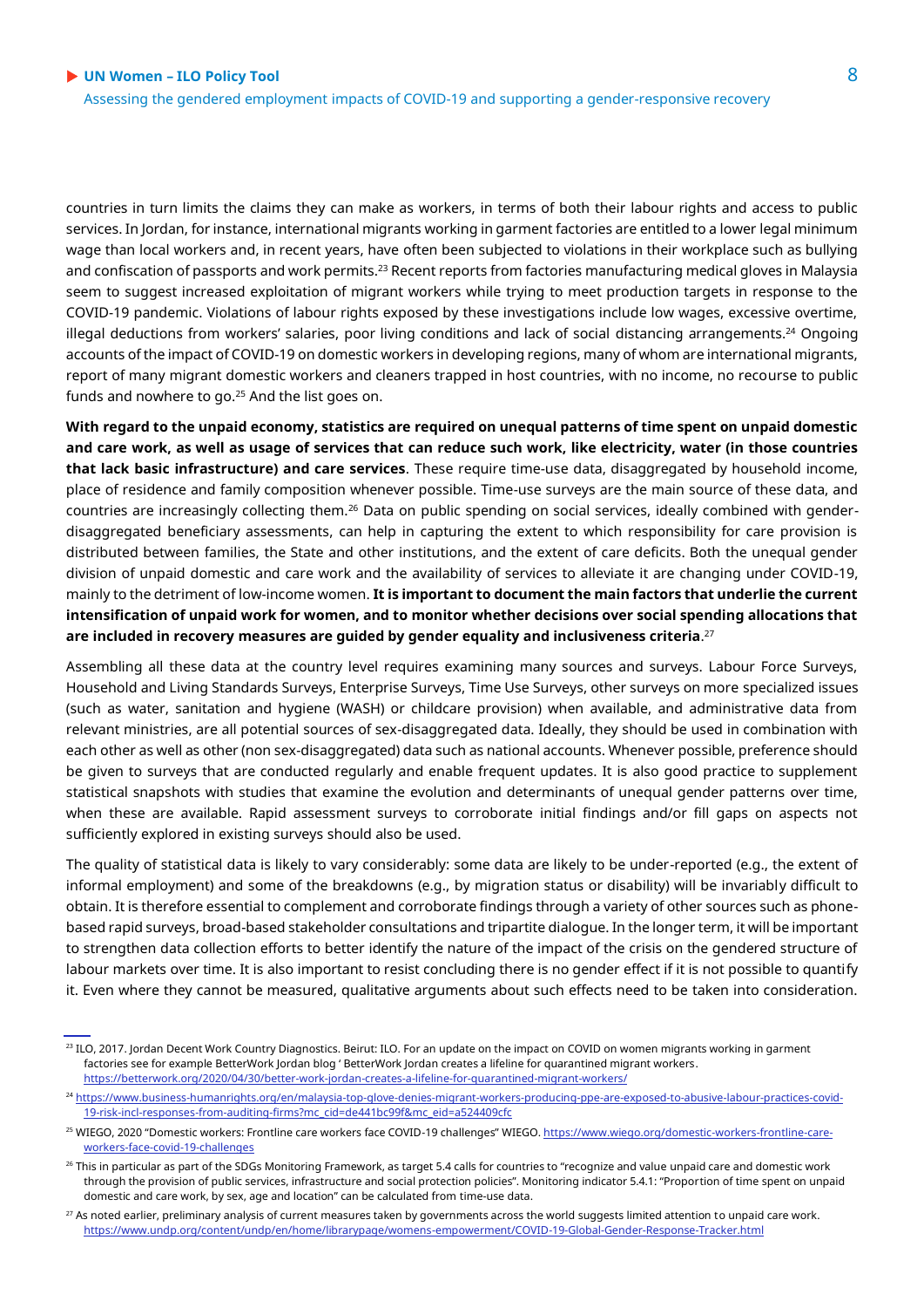countries in turn limits the claims they can make as workers, in terms of both their labour rights and access to public services. In Jordan, for instance, international migrants working in garment factories are entitled to a lower legal minimum wage than local workers and, in recent years, have often been subjected to violations in their workplace such as bullying and confiscation of passports and work permits.[23] Recent reports from factories manufacturing medical gloves in Malaysia seem to suggest increased exploitation of migrant workers while trying to meet production targets in response to the COVID-19 pandemic. Violations of labour rights exposed by these investigations include low wages, excessive overtime, illegal deductions from workers' salaries, poor living conditions and lack of social distancing arrangements.[24] Ongoing accounts of the impact of COVID-19 on domestic workers in developing regions, many of whom are international migrants, report of many migrant domestic workers and cleaners trapped in host countries, with no income, no recourse to public funds and nowhere to go.[25] And the list goes on.

**With regard to the unpaid economy, statistics are required on unequal patterns of time spent on unpaid domestic and care work, as well as usage of services that can reduce such work, like electricity, water (in those countries that lack basic infrastructure) and care services**. These require time-use data, disaggregated by household income, place of residence and family composition whenever possible. Time-use surveys are the main source of these data, and countries are increasingly collecting them.[26] Data on public spending on social services, ideally combined with gender-disaggregated beneficiary assessments, can help in capturing the extent to which responsibility for care provision is distributed between families, the State and other institutions, and the extent of care deficits. Both the unequal gender division of unpaid domestic and care work and the availability of services to alleviate it are changing under COVID-19, mainly to the detriment of low-income women. **It is important to document the main factors that underlie the current intensification of unpaid work for women, and to monitor whether decisions over social spending allocations that are included in recovery measures are guided by gender equality and inclusiveness criteria**.[27]

Assembling all these data at the country level requires examining many sources and surveys. Labour Force Surveys, Household and Living Standards Surveys, Enterprise Surveys, Time Use Surveys, other surveys on more specialized issues (such as water, sanitation and hygiene (WASH) or childcare provision) when available, and administrative data from relevant ministries, are all potential sources of sex-disaggregated data. Ideally, they should be used in combination with each other as well as other (non sex-disaggregated) data such as national accounts. Whenever possible, preference should be given to surveys that are conducted regularly and enable frequent updates. It is also good practice to supplement statistical snapshots with studies that examine the evolution and determinants of unequal gender patterns over time, when these are available. Rapid assessment surveys to corroborate initial findings and/or fill gaps on aspects not sufficiently explored in existing surveys should also be used.

The quality of statistical data is likely to vary considerably: some data are likely to be under-reported (e.g., the extent of informal employment) and some of the breakdowns (e.g., by migration status or disability) will be invariably difficult to obtain. It is therefore essential to complement and corroborate findings through a variety of other sources such as phone-based rapid surveys, broad-based stakeholder consultations and tripartite dialogue. In the longer term, it will be important to strengthen data collection efforts to better identify the nature of the impact of the crisis on the gendered structure of labour markets over time. It is also important to resist concluding there is no gender effect if it is not possible to quantify it. Even where they cannot be measured, qualitative arguments about such effects need to be taken into consideration.

---

[23] ILO, 2017. Jordan Decent Work Country Diagnostics. Beirut: ILO. For an update on the impact on COVID on women migrants working in garment factories see for example BetterWork Jordan blog ' BetterWork Jordan creates a lifeline for quarantined migrant workers. https://betterwork.org/2020/04/30/better-work-jordan-creates-a-lifeline-for-quarantined-migrant-workers/

[24] https://www.business-humanrights.org/en/malaysia-top-glove-denies-migrant-workers-producing-ppe-are-exposed-to-abusive-labour-practices-covid-19-risk-incl-responses-from-auditing-firms?mc_cid=de441bc99f&mc_eid=a524409cfc

[25] WIEGO, 2020 "Domestic workers: Frontline care workers face COVID-19 challenges" WIEGO. https://www.wiego.org/domestic-workers-frontline-care-workers-face-covid-19-challenges

[26] This in particular as part of the SDGs Monitoring Framework, as target 5.4 calls for countries to "recognize and value unpaid care and domestic work through the provision of public services, infrastructure and social protection policies". Monitoring indicator 5.4.1: "Proportion of time spent on unpaid domestic and care work, by sex, age and location" can be calculated from time-use data.

[27] As noted earlier, preliminary analysis of current measures taken by governments across the world suggests limited attention to unpaid care work. https://www.undp.org/content/undp/en/home/librarypage/womens-empowerment/COVID-19-Global-Gender-Response-Tracker.html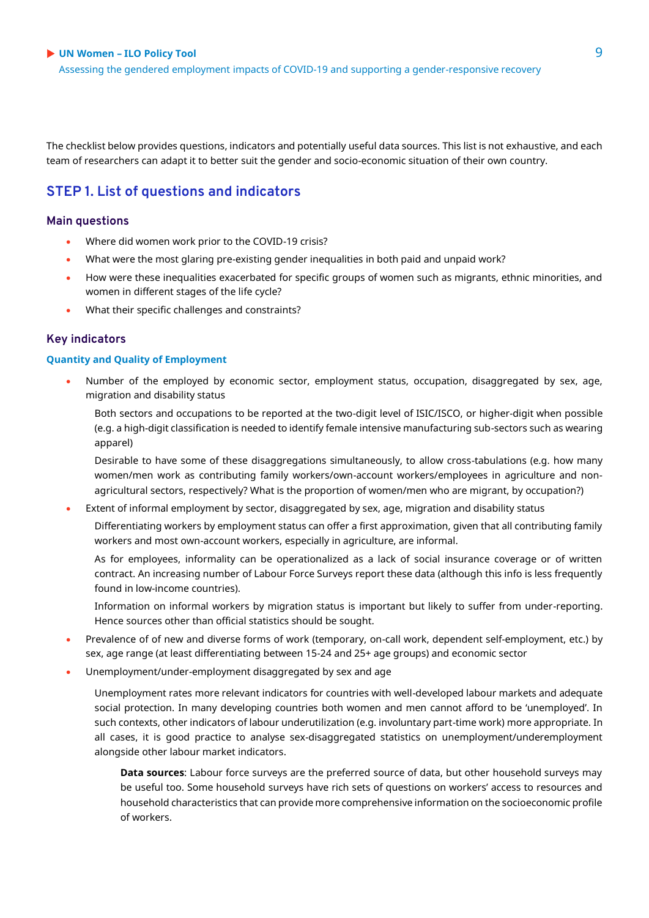The checklist below provides questions, indicators and potentially useful data sources. This list is not exhaustive, and each team of researchers can adapt it to better suit the gender and socio-economic situation of their own country.

## STEP 1. List of questions and indicators

### Main questions

- Where did women work prior to the COVID-19 crisis?
- What were the most glaring pre-existing gender inequalities in both paid and unpaid work?
- How were these inequalities exacerbated for specific groups of women such as migrants, ethnic minorities, and women in different stages of the life cycle?
- What their specific challenges and constraints?

### Key indicators

#### Quantity and Quality of Employment

- Number of the employed by economic sector, employment status, occupation, disaggregated by sex, age, migration and disability status

  Both sectors and occupations to be reported at the two-digit level of ISIC/ISCO, or higher-digit when possible (e.g. a high-digit classification is needed to identify female intensive manufacturing sub-sectors such as wearing apparel)

  Desirable to have some of these disaggregations simultaneously, to allow cross-tabulations (e.g. how many women/men work as contributing family workers/own-account workers/employees in agriculture and non-agricultural sectors, respectively? What is the proportion of women/men who are migrant, by occupation?)

- Extent of informal employment by sector, disaggregated by sex, age, migration and disability status

  Differentiating workers by employment status can offer a first approximation, given that all contributing family workers and most own-account workers, especially in agriculture, are informal.

  As for employees, informality can be operationalized as a lack of social insurance coverage or of written contract. An increasing number of Labour Force Surveys report these data (although this info is less frequently found in low-income countries).

  Information on informal workers by migration status is important but likely to suffer from under-reporting. Hence sources other than official statistics should be sought.

- Prevalence of of new and diverse forms of work (temporary, on-call work, dependent self-employment, etc.) by sex, age range (at least differentiating between 15-24 and 25+ age groups) and economic sector
- Unemployment/under-employment disaggregated by sex and age

  Unemployment rates more relevant indicators for countries with well-developed labour markets and adequate social protection. In many developing countries both women and men cannot afford to be 'unemployed'. In such contexts, other indicators of labour underutilization (e.g. involuntary part-time work) more appropriate. In all cases, it is good practice to analyse sex-disaggregated statistics on unemployment/underemployment alongside other labour market indicators.

  > **Data sources**: Labour force surveys are the preferred source of data, but other household surveys may be useful too. Some household surveys have rich sets of questions on workers' access to resources and household characteristics that can provide more comprehensive information on the socioeconomic profile of workers.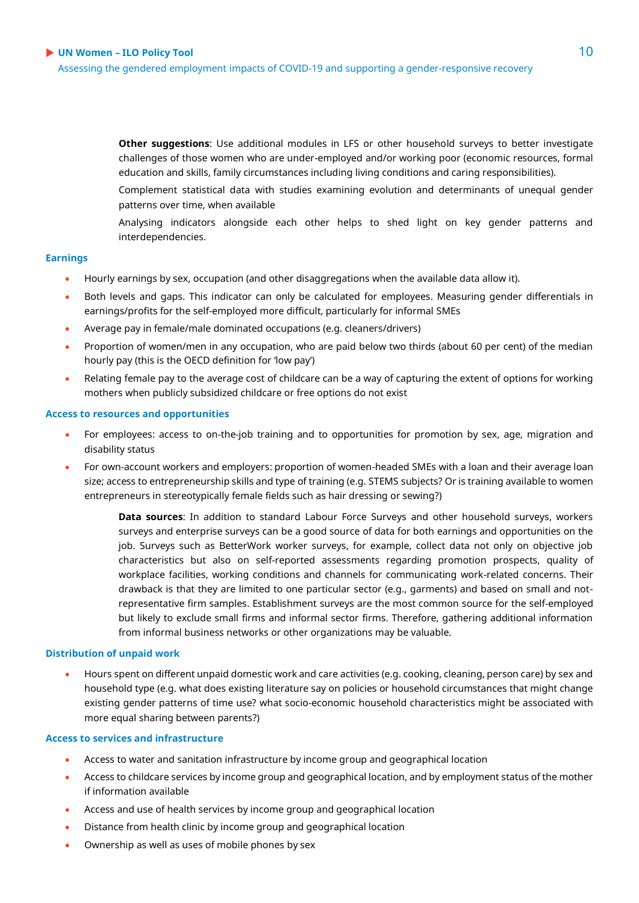**Other suggestions**: Use additional modules in LFS or other household surveys to better investigate challenges of those women who are under-employed and/or working poor (economic resources, formal education and skills, family circumstances including living conditions and caring responsibilities).

Complement statistical data with studies examining evolution and determinants of unequal gender patterns over time, when available

Analysing indicators alongside each other helps to shed light on key gender patterns and interdependencies.

### Earnings

- Hourly earnings by sex, occupation (and other disaggregations when the available data allow it).
- Both levels and gaps. This indicator can only be calculated for employees. Measuring gender differentials in earnings/profits for the self-employed more difficult, particularly for informal SMEs
- Average pay in female/male dominated occupations (e.g. cleaners/drivers)
- Proportion of women/men in any occupation, who are paid below two thirds (about 60 per cent) of the median hourly pay (this is the OECD definition for 'low pay')
- Relating female pay to the average cost of childcare can be a way of capturing the extent of options for working mothers when publicly subsidized childcare or free options do not exist

### Access to resources and opportunities

- For employees: access to on-the-job training and to opportunities for promotion by sex, age, migration and disability status
- For own-account workers and employers: proportion of women-headed SMEs with a loan and their average loan size; access to entrepreneurship skills and type of training (e.g. STEMS subjects? Or is training available to women entrepreneurs in stereotypically female fields such as hair dressing or sewing?)

**Data sources**: In addition to standard Labour Force Surveys and other household surveys, workers surveys and enterprise surveys can be a good source of data for both earnings and opportunities on the job. Surveys such as BetterWork worker surveys, for example, collect data not only on objective job characteristics but also on self-reported assessments regarding promotion prospects, quality of workplace facilities, working conditions and channels for communicating work-related concerns. Their drawback is that they are limited to one particular sector (e.g., garments) and based on small and not-representative firm samples. Establishment surveys are the most common source for the self-employed but likely to exclude small firms and informal sector firms. Therefore, gathering additional information from informal business networks or other organizations may be valuable.

### Distribution of unpaid work

- Hours spent on different unpaid domestic work and care activities (e.g. cooking, cleaning, person care) by sex and household type (e.g. what does existing literature say on policies or household circumstances that might change existing gender patterns of time use? what socio-economic household characteristics might be associated with more equal sharing between parents?)

### Access to services and infrastructure

- Access to water and sanitation infrastructure by income group and geographical location
- Access to childcare services by income group and geographical location, and by employment status of the mother if information available
- Access and use of health services by income group and geographical location
- Distance from health clinic by income group and geographical location
- Ownership as well as uses of mobile phones by sex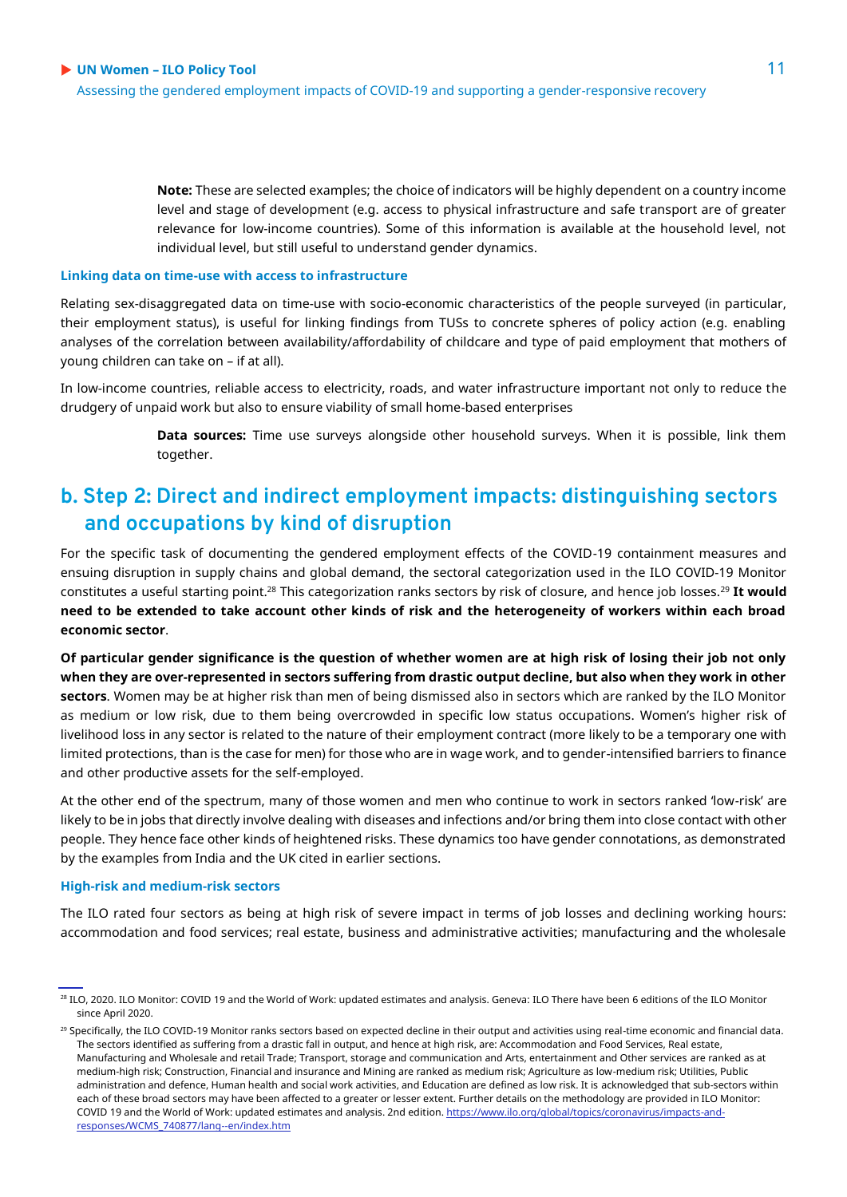**Note:** These are selected examples; the choice of indicators will be highly dependent on a country income level and stage of development (e.g. access to physical infrastructure and safe transport are of greater relevance for low-income countries). Some of this information is available at the household level, not individual level, but still useful to understand gender dynamics.

#### Linking data on time-use with access to infrastructure

Relating sex-disaggregated data on time-use with socio-economic characteristics of the people surveyed (in particular, their employment status), is useful for linking findings from TUSs to concrete spheres of policy action (e.g. enabling analyses of the correlation between availability/affordability of childcare and type of paid employment that mothers of young children can take on – if at all).

In low-income countries, reliable access to electricity, roads, and water infrastructure important not only to reduce the drudgery of unpaid work but also to ensure viability of small home-based enterprises

**Data sources:** Time use surveys alongside other household surveys. When it is possible, link them together.

## b. Step 2: Direct and indirect employment impacts: distinguishing sectors and occupations by kind of disruption

For the specific task of documenting the gendered employment effects of the COVID-19 containment measures and ensuing disruption in supply chains and global demand, the sectoral categorization used in the ILO COVID-19 Monitor constitutes a useful starting point.[28] This categorization ranks sectors by risk of closure, and hence job losses.[29] **It would need to be extended to take account other kinds of risk and the heterogeneity of workers within each broad economic sector**.

**Of particular gender significance is the question of whether women are at high risk of losing their job not only when they are over-represented in sectors suffering from drastic output decline, but also when they work in other sectors**. Women may be at higher risk than men of being dismissed also in sectors which are ranked by the ILO Monitor as medium or low risk, due to them being overcrowded in specific low status occupations. Women's higher risk of livelihood loss in any sector is related to the nature of their employment contract (more likely to be a temporary one with limited protections, than is the case for men) for those who are in wage work, and to gender-intensified barriers to finance and other productive assets for the self-employed.

At the other end of the spectrum, many of those women and men who continue to work in sectors ranked 'low-risk' are likely to be in jobs that directly involve dealing with diseases and infections and/or bring them into close contact with other people. They hence face other kinds of heightened risks. These dynamics too have gender connotations, as demonstrated by the examples from India and the UK cited in earlier sections.

#### High-risk and medium-risk sectors

The ILO rated four sectors as being at high risk of severe impact in terms of job losses and declining working hours: accommodation and food services; real estate, business and administrative activities; manufacturing and the wholesale

---

[28] ILO, 2020. ILO Monitor: COVID 19 and the World of Work: updated estimates and analysis. Geneva: ILO There have been 6 editions of the ILO Monitor since April 2020.

[29] Specifically, the ILO COVID-19 Monitor ranks sectors based on expected decline in their output and activities using real-time economic and financial data. The sectors identified as suffering from a drastic fall in output, and hence at high risk, are: Accommodation and Food Services, Real estate, Manufacturing and Wholesale and retail Trade; Transport, storage and communication and Arts, entertainment and Other services are ranked as at medium-high risk; Construction, Financial and insurance and Mining are ranked as medium risk; Agriculture as low-medium risk; Utilities, Public administration and defence, Human health and social work activities, and Education are defined as low risk. It is acknowledged that sub-sectors within each of these broad sectors may have been affected to a greater or lesser extent. Further details on the methodology are provided in ILO Monitor: COVID 19 and the World of Work: updated estimates and analysis. 2nd edition. https://www.ilo.org/global/topics/coronavirus/impacts-and-responses/WCMS_740877/lang--en/index.htm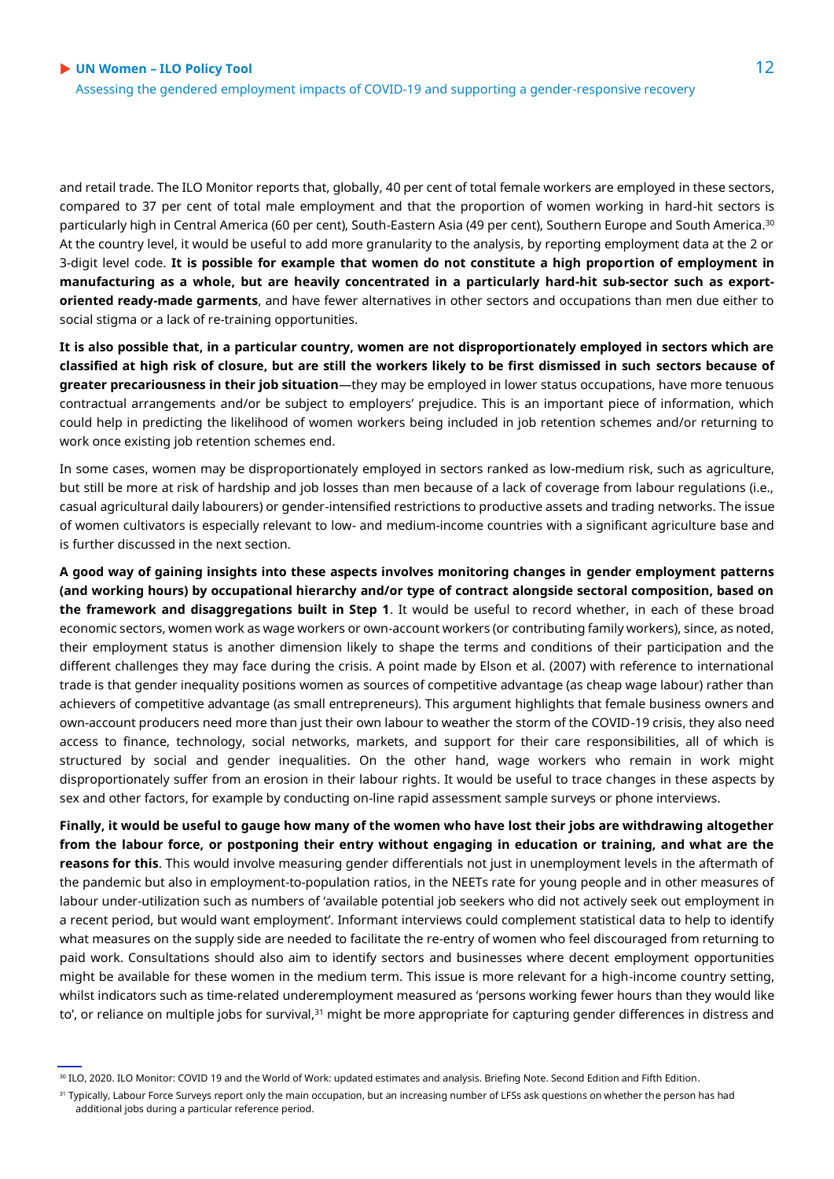and retail trade. The ILO Monitor reports that, globally, 40 per cent of total female workers are employed in these sectors, compared to 37 per cent of total male employment and that the proportion of women working in hard-hit sectors is particularly high in Central America (60 per cent), South-Eastern Asia (49 per cent), Southern Europe and South America.[30] At the country level, it would be useful to add more granularity to the analysis, by reporting employment data at the 2 or 3-digit level code. **It is possible for example that women do not constitute a high proportion of employment in manufacturing as a whole, but are heavily concentrated in a particularly hard-hit sub-sector such as export-oriented ready-made garments**, and have fewer alternatives in other sectors and occupations than men due either to social stigma or a lack of re-training opportunities.

**It is also possible that, in a particular country, women are not disproportionately employed in sectors which are classified at high risk of closure, but are still the workers likely to be first dismissed in such sectors because of greater precariousness in their job situation**—they may be employed in lower status occupations, have more tenuous contractual arrangements and/or be subject to employers' prejudice. This is an important piece of information, which could help in predicting the likelihood of women workers being included in job retention schemes and/or returning to work once existing job retention schemes end.

In some cases, women may be disproportionately employed in sectors ranked as low-medium risk, such as agriculture, but still be more at risk of hardship and job losses than men because of a lack of coverage from labour regulations (i.e., casual agricultural daily labourers) or gender-intensified restrictions to productive assets and trading networks. The issue of women cultivators is especially relevant to low- and medium-income countries with a significant agriculture base and is further discussed in the next section.

**A good way of gaining insights into these aspects involves monitoring changes in gender employment patterns (and working hours) by occupational hierarchy and/or type of contract alongside sectoral composition, based on the framework and disaggregations built in Step 1**. It would be useful to record whether, in each of these broad economic sectors, women work as wage workers or own-account workers (or contributing family workers), since, as noted, their employment status is another dimension likely to shape the terms and conditions of their participation and the different challenges they may face during the crisis. A point made by Elson et al. (2007) with reference to international trade is that gender inequality positions women as sources of competitive advantage (as cheap wage labour) rather than achievers of competitive advantage (as small entrepreneurs). This argument highlights that female business owners and own-account producers need more than just their own labour to weather the storm of the COVID-19 crisis, they also need access to finance, technology, social networks, markets, and support for their care responsibilities, all of which is structured by social and gender inequalities. On the other hand, wage workers who remain in work might disproportionately suffer from an erosion in their labour rights. It would be useful to trace changes in these aspects by sex and other factors, for example by conducting on-line rapid assessment sample surveys or phone interviews.

**Finally, it would be useful to gauge how many of the women who have lost their jobs are withdrawing altogether from the labour force, or postponing their entry without engaging in education or training, and what are the reasons for this**. This would involve measuring gender differentials not just in unemployment levels in the aftermath of the pandemic but also in employment-to-population ratios, in the NEETs rate for young people and in other measures of labour under-utilization such as numbers of 'available potential job seekers who did not actively seek out employment in a recent period, but would want employment'. Informant interviews could complement statistical data to help to identify what measures on the supply side are needed to facilitate the re-entry of women who feel discouraged from returning to paid work. Consultations should also aim to identify sectors and businesses where decent employment opportunities might be available for these women in the medium term. This issue is more relevant for a high-income country setting, whilst indicators such as time-related underemployment measured as 'persons working fewer hours than they would like to', or reliance on multiple jobs for survival,[31] might be more appropriate for capturing gender differences in distress and

---

[30] ILO, 2020. ILO Monitor: COVID 19 and the World of Work: updated estimates and analysis. Briefing Note. Second Edition and Fifth Edition.

[31] Typically, Labour Force Surveys report only the main occupation, but an increasing number of LFSs ask questions on whether the person has had additional jobs during a particular reference period.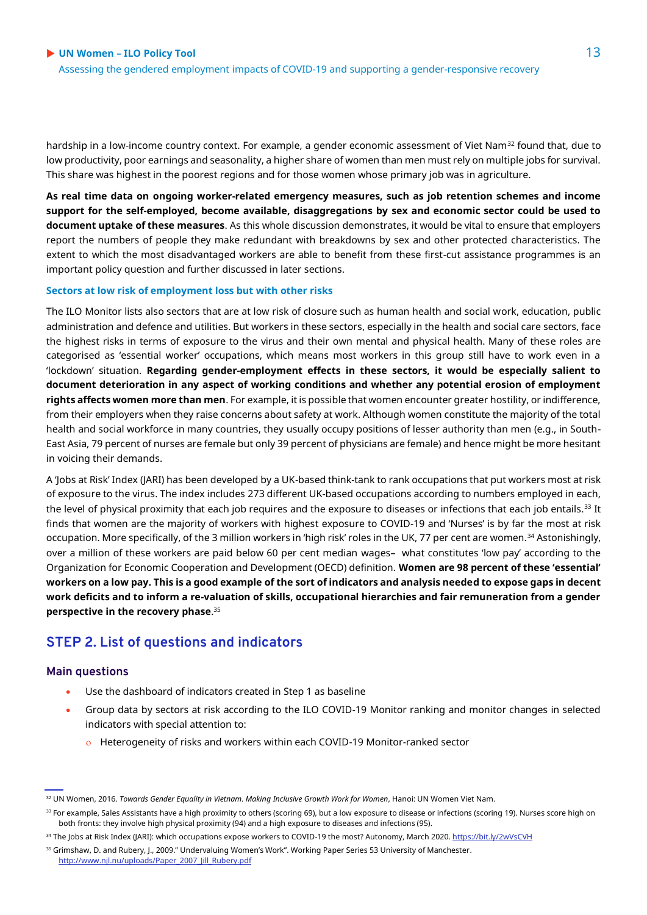hardship in a low-income country context. For example, a gender economic assessment of Viet Nam[32] found that, due to low productivity, poor earnings and seasonality, a higher share of women than men must rely on multiple jobs for survival. This share was highest in the poorest regions and for those women whose primary job was in agriculture.

**As real time data on ongoing worker-related emergency measures, such as job retention schemes and income support for the self-employed, become available, disaggregations by sex and economic sector could be used to document uptake of these measures**. As this whole discussion demonstrates, it would be vital to ensure that employers report the numbers of people they make redundant with breakdowns by sex and other protected characteristics. The extent to which the most disadvantaged workers are able to benefit from these first-cut assistance programmes is an important policy question and further discussed in later sections.

#### Sectors at low risk of employment loss but with other risks

The ILO Monitor lists also sectors that are at low risk of closure such as human health and social work, education, public administration and defence and utilities. But workers in these sectors, especially in the health and social care sectors, face the highest risks in terms of exposure to the virus and their own mental and physical health. Many of these roles are categorised as 'essential worker' occupations, which means most workers in this group still have to work even in a 'lockdown' situation. **Regarding gender-employment effects in these sectors, it would be especially salient to document deterioration in any aspect of working conditions and whether any potential erosion of employment rights affects women more than men**. For example, it is possible that women encounter greater hostility, or indifference, from their employers when they raise concerns about safety at work. Although women constitute the majority of the total health and social workforce in many countries, they usually occupy positions of lesser authority than men (e.g., in South-East Asia, 79 percent of nurses are female but only 39 percent of physicians are female) and hence might be more hesitant in voicing their demands.

A 'Jobs at Risk' Index (JARI) has been developed by a UK-based think-tank to rank occupations that put workers most at risk of exposure to the virus. The index includes 273 different UK-based occupations according to numbers employed in each, the level of physical proximity that each job requires and the exposure to diseases or infections that each job entails.[33] It finds that women are the majority of workers with highest exposure to COVID-19 and 'Nurses' is by far the most at risk occupation. More specifically, of the 3 million workers in 'high risk' roles in the UK, 77 per cent are women.[34] Astonishingly, over a million of these workers are paid below 60 per cent median wages– what constitutes 'low pay' according to the Organization for Economic Cooperation and Development (OECD) definition. **Women are 98 percent of these 'essential' workers on a low pay. This is a good example of the sort of indicators and analysis needed to expose gaps in decent work deficits and to inform a re-valuation of skills, occupational hierarchies and fair remuneration from a gender perspective in the recovery phase**.[35]

## STEP 2. List of questions and indicators

### Main questions

- Use the dashboard of indicators created in Step 1 as baseline
- Group data by sectors at risk according to the ILO COVID-19 Monitor ranking and monitor changes in selected indicators with special attention to:
  - Heterogeneity of risks and workers within each COVID-19 Monitor-ranked sector

---

[32] UN Women, 2016. *Towards Gender Equality in Vietnam. Making Inclusive Growth Work for Women*, Hanoi: UN Women Viet Nam.

[33] For example, Sales Assistants have a high proximity to others (scoring 69), but a low exposure to disease or infections (scoring 19). Nurses score high on both fronts: they involve high physical proximity (94) and a high exposure to diseases and infections (95).

[34] The Jobs at Risk Index (JARI): which occupations expose workers to COVID-19 the most? Autonomy, March 2020. https://bit.ly/2wVsCVH

[35] Grimshaw, D. and Rubery, J., 2009." Undervaluing Women's Work". Working Paper Series 53 University of Manchester. http://www.njl.nu/uploads/Paper_2007_Jill_Rubery.pdf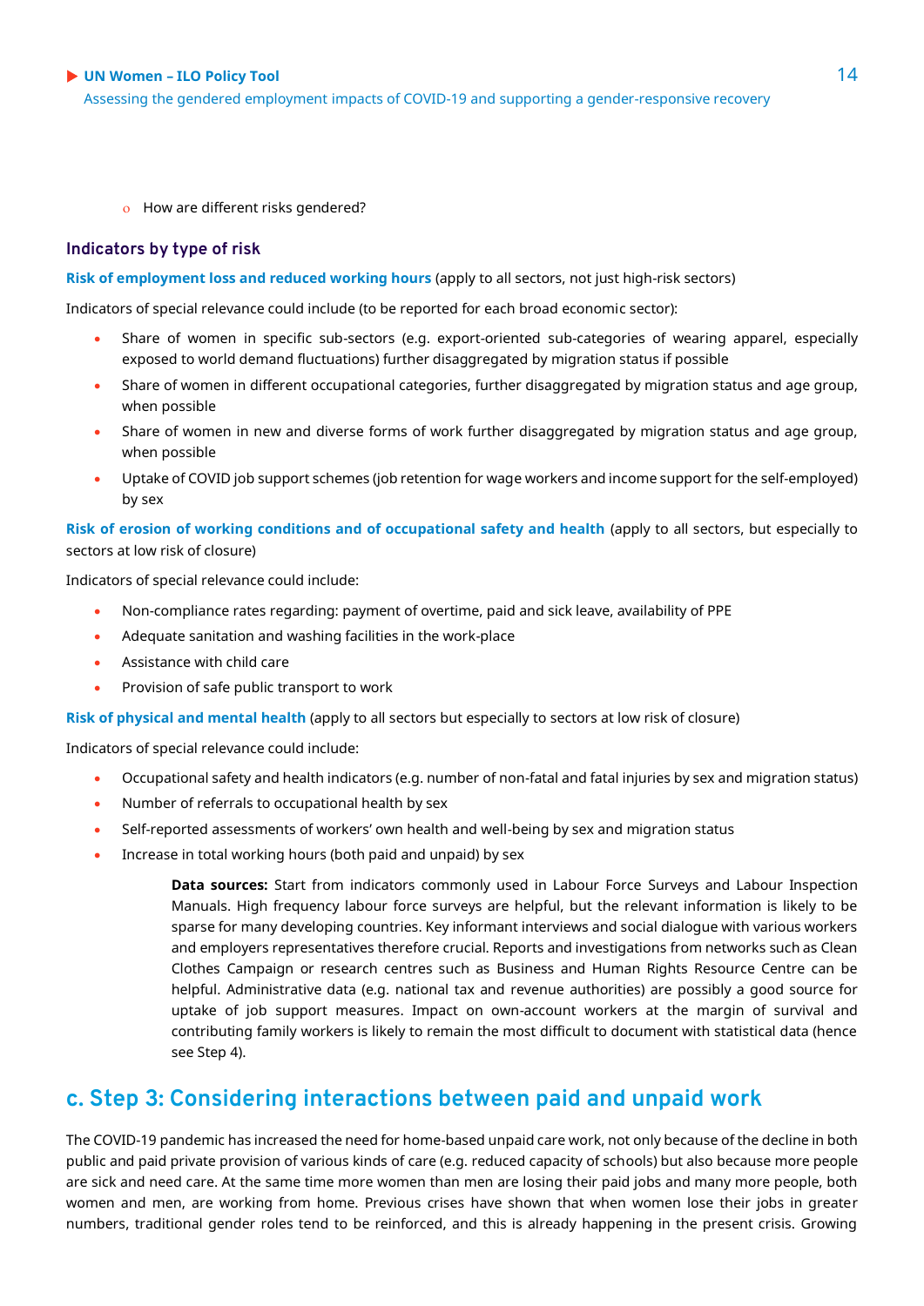- How are different risks gendered?

### Indicators by type of risk

**Risk of employment loss and reduced working hours** (apply to all sectors, not just high-risk sectors)

Indicators of special relevance could include (to be reported for each broad economic sector):

- Share of women in specific sub-sectors (e.g. export-oriented sub-categories of wearing apparel, especially exposed to world demand fluctuations) further disaggregated by migration status if possible
- Share of women in different occupational categories, further disaggregated by migration status and age group, when possible
- Share of women in new and diverse forms of work further disaggregated by migration status and age group, when possible
- Uptake of COVID job support schemes (job retention for wage workers and income support for the self-employed) by sex

**Risk of erosion of working conditions and of occupational safety and health** (apply to all sectors, but especially to sectors at low risk of closure)

Indicators of special relevance could include:

- Non-compliance rates regarding: payment of overtime, paid and sick leave, availability of PPE
- Adequate sanitation and washing facilities in the work-place
- Assistance with child care
- Provision of safe public transport to work

**Risk of physical and mental health** (apply to all sectors but especially to sectors at low risk of closure)

Indicators of special relevance could include:

- Occupational safety and health indicators (e.g. number of non-fatal and fatal injuries by sex and migration status)
- Number of referrals to occupational health by sex
- Self-reported assessments of workers' own health and well-being by sex and migration status
- Increase in total working hours (both paid and unpaid) by sex

> **Data sources:** Start from indicators commonly used in Labour Force Surveys and Labour Inspection Manuals. High frequency labour force surveys are helpful, but the relevant information is likely to be sparse for many developing countries. Key informant interviews and social dialogue with various workers and employers representatives therefore crucial. Reports and investigations from networks such as Clean Clothes Campaign or research centres such as Business and Human Rights Resource Centre can be helpful. Administrative data (e.g. national tax and revenue authorities) are possibly a good source for uptake of job support measures. Impact on own-account workers at the margin of survival and contributing family workers is likely to remain the most difficult to document with statistical data (hence see Step 4).

## c. Step 3: Considering interactions between paid and unpaid work

The COVID-19 pandemic has increased the need for home-based unpaid care work, not only because of the decline in both public and paid private provision of various kinds of care (e.g. reduced capacity of schools) but also because more people are sick and need care. At the same time more women than men are losing their paid jobs and many more people, both women and men, are working from home. Previous crises have shown that when women lose their jobs in greater numbers, traditional gender roles tend to be reinforced, and this is already happening in the present crisis. Growing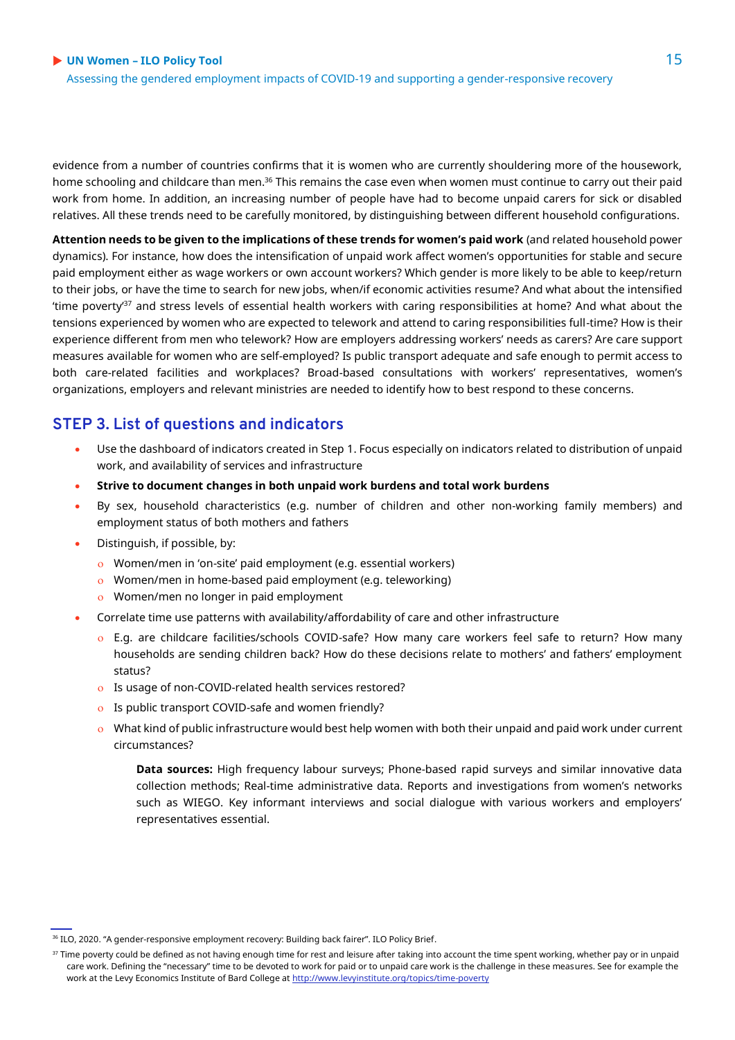evidence from a number of countries confirms that it is women who are currently shouldering more of the housework, home schooling and childcare than men.[36] This remains the case even when women must continue to carry out their paid work from home. In addition, an increasing number of people have had to become unpaid carers for sick or disabled relatives. All these trends need to be carefully monitored, by distinguishing between different household configurations.

**Attention needs to be given to the implications of these trends for women's paid work** (and related household power dynamics). For instance, how does the intensification of unpaid work affect women's opportunities for stable and secure paid employment either as wage workers or own account workers? Which gender is more likely to be able to keep/return to their jobs, or have the time to search for new jobs, when/if economic activities resume? And what about the intensified 'time poverty'[37] and stress levels of essential health workers with caring responsibilities at home? And what about the tensions experienced by women who are expected to telework and attend to caring responsibilities full-time? How is their experience different from men who telework? How are employers addressing workers' needs as carers? Are care support measures available for women who are self-employed? Is public transport adequate and safe enough to permit access to both care-related facilities and workplaces? Broad-based consultations with workers' representatives, women's organizations, employers and relevant ministries are needed to identify how to best respond to these concerns.

## STEP 3. List of questions and indicators

- Use the dashboard of indicators created in Step 1. Focus especially on indicators related to distribution of unpaid work, and availability of services and infrastructure
- **Strive to document changes in both unpaid work burdens and total work burdens**
- By sex, household characteristics (e.g. number of children and other non-working family members) and employment status of both mothers and fathers
- Distinguish, if possible, by:
  - Women/men in 'on-site' paid employment (e.g. essential workers)
  - Women/men in home-based paid employment (e.g. teleworking)
  - Women/men no longer in paid employment
- Correlate time use patterns with availability/affordability of care and other infrastructure
  - E.g. are childcare facilities/schools COVID-safe? How many care workers feel safe to return? How many households are sending children back? How do these decisions relate to mothers' and fathers' employment status?
  - Is usage of non-COVID-related health services restored?
  - Is public transport COVID-safe and women friendly?
  - What kind of public infrastructure would best help women with both their unpaid and paid work under current circumstances?

**Data sources:** High frequency labour surveys; Phone-based rapid surveys and similar innovative data collection methods; Real-time administrative data. Reports and investigations from women's networks such as WIEGO. Key informant interviews and social dialogue with various workers and employers' representatives essential.

---

[36] ILO, 2020. "A gender-responsive employment recovery: Building back fairer". ILO Policy Brief.

[37] Time poverty could be defined as not having enough time for rest and leisure after taking into account the time spent working, whether pay or in unpaid care work. Defining the "necessary" time to be devoted to work for paid or to unpaid care work is the challenge in these measures. See for example the work at the Levy Economics Institute of Bard College at http://www.levyinstitute.org/topics/time-poverty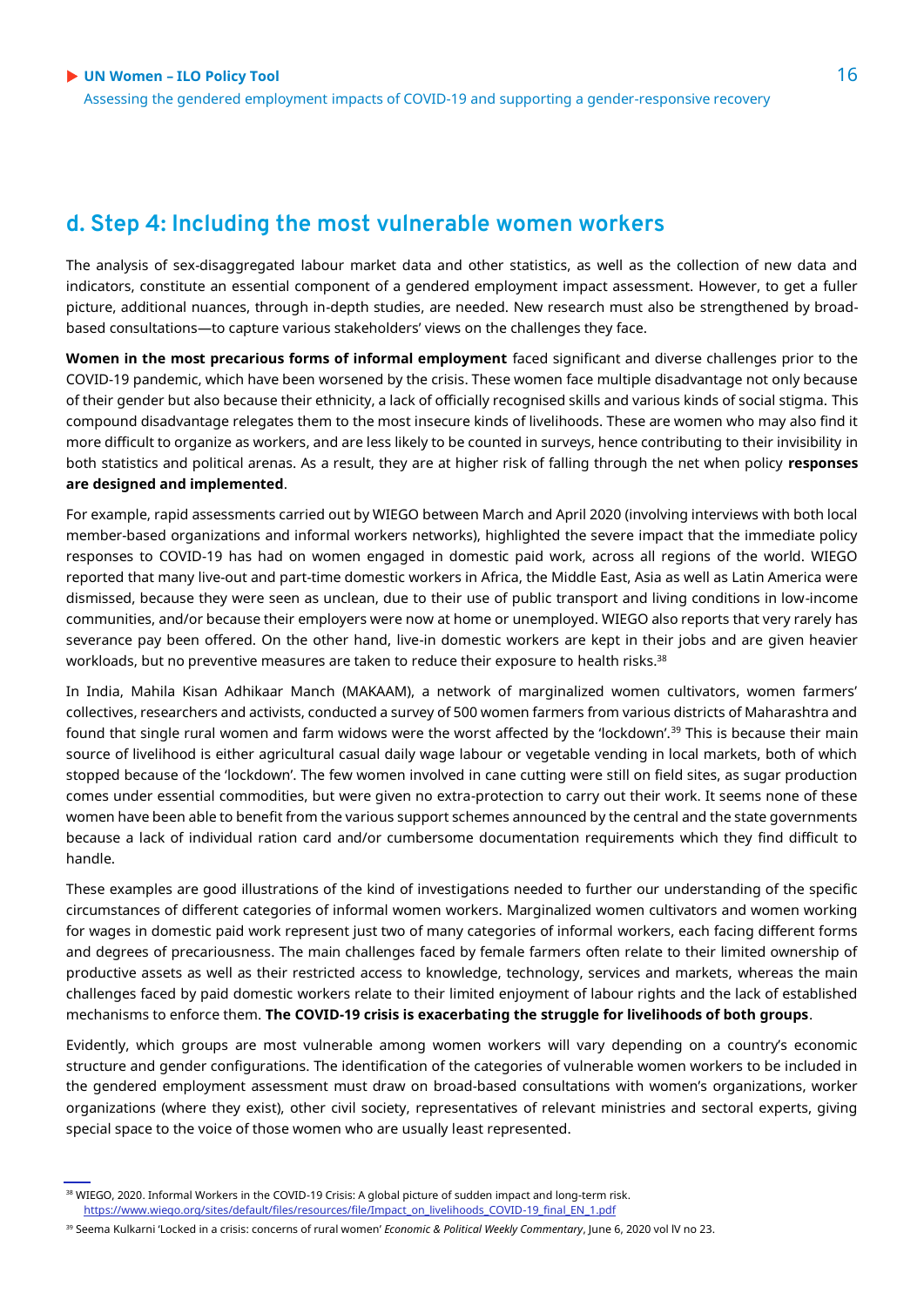## d. Step 4: Including the most vulnerable women workers

The analysis of sex-disaggregated labour market data and other statistics, as well as the collection of new data and indicators, constitute an essential component of a gendered employment impact assessment. However, to get a fuller picture, additional nuances, through in-depth studies, are needed. New research must also be strengthened by broad-based consultations—to capture various stakeholders' views on the challenges they face.

**Women in the most precarious forms of informal employment** faced significant and diverse challenges prior to the COVID-19 pandemic, which have been worsened by the crisis. These women face multiple disadvantage not only because of their gender but also because their ethnicity, a lack of officially recognised skills and various kinds of social stigma. This compound disadvantage relegates them to the most insecure kinds of livelihoods. These are women who may also find it more difficult to organize as workers, and are less likely to be counted in surveys, hence contributing to their invisibility in both statistics and political arenas. As a result, they are at higher risk of falling through the net when policy **responses are designed and implemented**.

For example, rapid assessments carried out by WIEGO between March and April 2020 (involving interviews with both local member-based organizations and informal workers networks), highlighted the severe impact that the immediate policy responses to COVID-19 has had on women engaged in domestic paid work, across all regions of the world. WIEGO reported that many live-out and part-time domestic workers in Africa, the Middle East, Asia as well as Latin America were dismissed, because they were seen as unclean, due to their use of public transport and living conditions in low-income communities, and/or because their employers were now at home or unemployed. WIEGO also reports that very rarely has severance pay been offered. On the other hand, live-in domestic workers are kept in their jobs and are given heavier workloads, but no preventive measures are taken to reduce their exposure to health risks.[38]

In India, Mahila Kisan Adhikaar Manch (MAKAAM), a network of marginalized women cultivators, women farmers' collectives, researchers and activists, conducted a survey of 500 women farmers from various districts of Maharashtra and found that single rural women and farm widows were the worst affected by the 'lockdown'.[39] This is because their main source of livelihood is either agricultural casual daily wage labour or vegetable vending in local markets, both of which stopped because of the 'lockdown'. The few women involved in cane cutting were still on field sites, as sugar production comes under essential commodities, but were given no extra-protection to carry out their work. It seems none of these women have been able to benefit from the various support schemes announced by the central and the state governments because a lack of individual ration card and/or cumbersome documentation requirements which they find difficult to handle.

These examples are good illustrations of the kind of investigations needed to further our understanding of the specific circumstances of different categories of informal women workers. Marginalized women cultivators and women working for wages in domestic paid work represent just two of many categories of informal workers, each facing different forms and degrees of precariousness. The main challenges faced by female farmers often relate to their limited ownership of productive assets as well as their restricted access to knowledge, technology, services and markets, whereas the main challenges faced by paid domestic workers relate to their limited enjoyment of labour rights and the lack of established mechanisms to enforce them. **The COVID-19 crisis is exacerbating the struggle for livelihoods of both groups**.

Evidently, which groups are most vulnerable among women workers will vary depending on a country's economic structure and gender configurations. The identification of the categories of vulnerable women workers to be included in the gendered employment assessment must draw on broad-based consultations with women's organizations, worker organizations (where they exist), other civil society, representatives of relevant ministries and sectoral experts, giving special space to the voice of those women who are usually least represented.

---

[38] WIEGO, 2020. Informal Workers in the COVID-19 Crisis: A global picture of sudden impact and long-term risk. https://www.wiego.org/sites/default/files/resources/file/Impact_on_livelihoods_COVID-19_final_EN_1.pdf

[39] Seema Kulkarni 'Locked in a crisis: concerns of rural women' *Economic & Political Weekly Commentary*, June 6, 2020 vol lV no 23.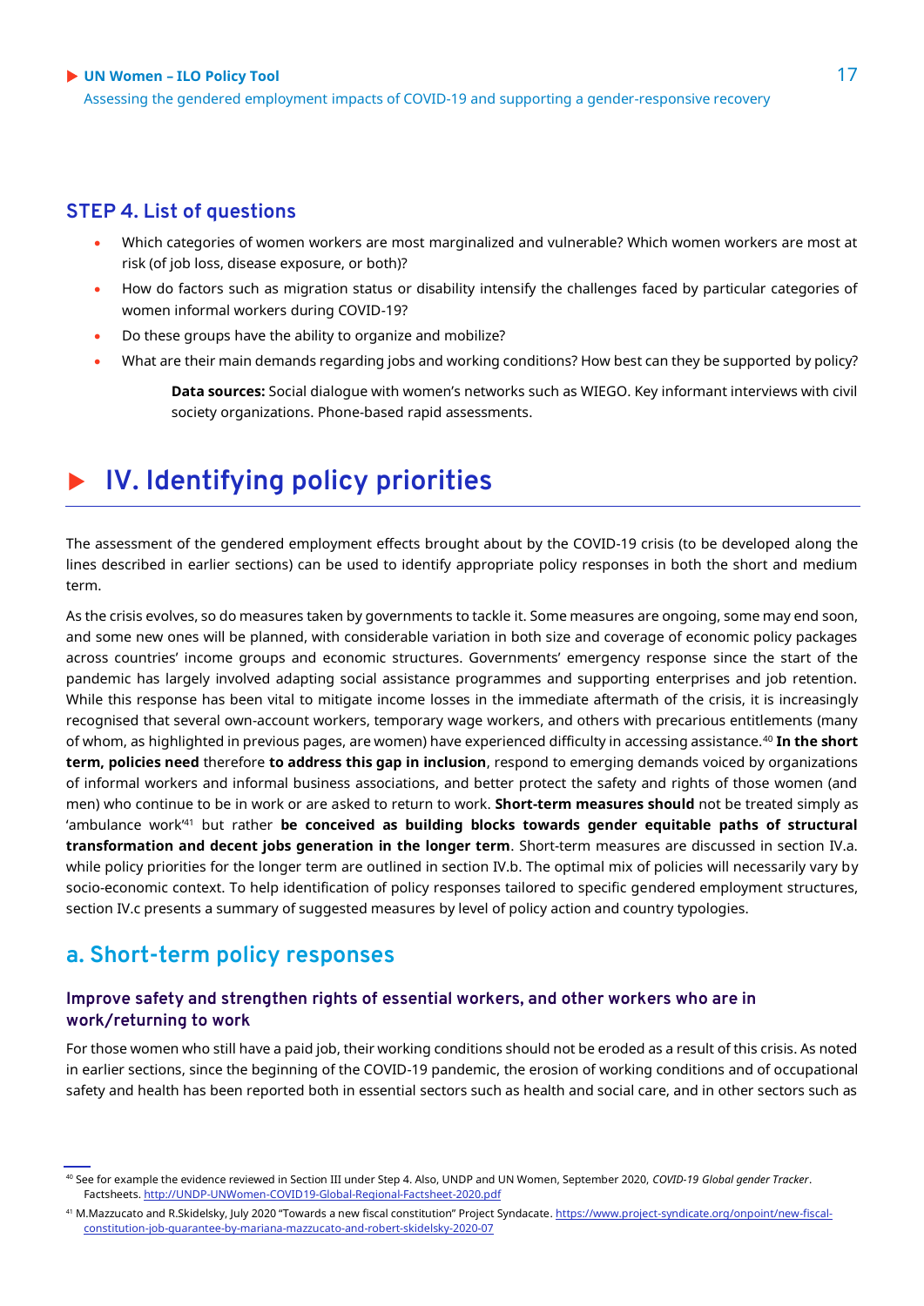### STEP 4. List of questions

- Which categories of women workers are most marginalized and vulnerable? Which women workers are most at risk (of job loss, disease exposure, or both)?
- How do factors such as migration status or disability intensify the challenges faced by particular categories of women informal workers during COVID-19?
- Do these groups have the ability to organize and mobilize?
- What are their main demands regarding jobs and working conditions? How best can they be supported by policy?

> **Data sources:** Social dialogue with women's networks such as WIEGO. Key informant interviews with civil society organizations. Phone-based rapid assessments.

# IV. Identifying policy priorities

The assessment of the gendered employment effects brought about by the COVID-19 crisis (to be developed along the lines described in earlier sections) can be used to identify appropriate policy responses in both the short and medium term.

As the crisis evolves, so do measures taken by governments to tackle it. Some measures are ongoing, some may end soon, and some new ones will be planned, with considerable variation in both size and coverage of economic policy packages across countries' income groups and economic structures. Governments' emergency response since the start of the pandemic has largely involved adapting social assistance programmes and supporting enterprises and job retention. While this response has been vital to mitigate income losses in the immediate aftermath of the crisis, it is increasingly recognised that several own-account workers, temporary wage workers, and others with precarious entitlements (many of whom, as highlighted in previous pages, are women) have experienced difficulty in accessing assistance.[40] **In the short term, policies need** therefore **to address this gap in inclusion**, respond to emerging demands voiced by organizations of informal workers and informal business associations, and better protect the safety and rights of those women (and men) who continue to be in work or are asked to return to work. **Short-term measures should** not be treated simply as 'ambulance work'[41] but rather **be conceived as building blocks towards gender equitable paths of structural transformation and decent jobs generation in the longer term**. Short-term measures are discussed in section IV.a. while policy priorities for the longer term are outlined in section IV.b. The optimal mix of policies will necessarily vary by socio-economic context. To help identification of policy responses tailored to specific gendered employment structures, section IV.c presents a summary of suggested measures by level of policy action and country typologies.

## a. Short-term policy responses

### Improve safety and strengthen rights of essential workers, and other workers who are in work/returning to work

For those women who still have a paid job, their working conditions should not be eroded as a result of this crisis. As noted in earlier sections, since the beginning of the COVID-19 pandemic, the erosion of working conditions and of occupational safety and health has been reported both in essential sectors such as health and social care, and in other sectors such as

---

[40] See for example the evidence reviewed in Section III under Step 4. Also, UNDP and UN Women, September 2020, *COVID-19 Global gender Tracker*. Factsheets. http://UNDP-UNWomen-COVID19-Global-Regional-Factsheet-2020.pdf

[41] M.Mazzucato and R.Skidelsky, July 2020 "Towards a new fiscal constitution" Project Syndacate. https://www.project-syndicate.org/onpoint/new-fiscal-constitution-job-guarantee-by-mariana-mazzucato-and-robert-skidelsky-2020-07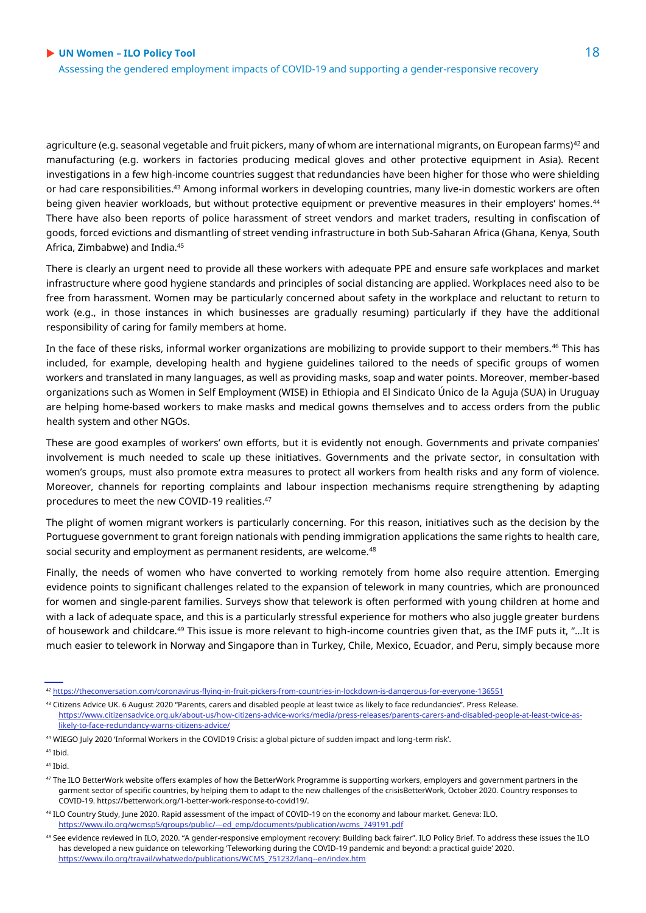agriculture (e.g. seasonal vegetable and fruit pickers, many of whom are international migrants, on European farms)[42] and manufacturing (e.g. workers in factories producing medical gloves and other protective equipment in Asia). Recent investigations in a few high-income countries suggest that redundancies have been higher for those who were shielding or had care responsibilities.[43] Among informal workers in developing countries, many live-in domestic workers are often being given heavier workloads, but without protective equipment or preventive measures in their employers' homes.[44] There have also been reports of police harassment of street vendors and market traders, resulting in confiscation of goods, forced evictions and dismantling of street vending infrastructure in both Sub-Saharan Africa (Ghana, Kenya, South Africa, Zimbabwe) and India.[45]

There is clearly an urgent need to provide all these workers with adequate PPE and ensure safe workplaces and market infrastructure where good hygiene standards and principles of social distancing are applied. Workplaces need also to be free from harassment. Women may be particularly concerned about safety in the workplace and reluctant to return to work (e.g., in those instances in which businesses are gradually resuming) particularly if they have the additional responsibility of caring for family members at home.

In the face of these risks, informal worker organizations are mobilizing to provide support to their members.[46] This has included, for example, developing health and hygiene guidelines tailored to the needs of specific groups of women workers and translated in many languages, as well as providing masks, soap and water points. Moreover, member-based organizations such as Women in Self Employment (WISE) in Ethiopia and El Sindicato Único de la Aguja (SUA) in Uruguay are helping home-based workers to make masks and medical gowns themselves and to access orders from the public health system and other NGOs.

These are good examples of workers' own efforts, but it is evidently not enough. Governments and private companies' involvement is much needed to scale up these initiatives. Governments and the private sector, in consultation with women's groups, must also promote extra measures to protect all workers from health risks and any form of violence. Moreover, channels for reporting complaints and labour inspection mechanisms require strengthening by adapting procedures to meet the new COVID-19 realities.[47]

The plight of women migrant workers is particularly concerning. For this reason, initiatives such as the decision by the Portuguese government to grant foreign nationals with pending immigration applications the same rights to health care, social security and employment as permanent residents, are welcome.[48]

Finally, the needs of women who have converted to working remotely from home also require attention. Emerging evidence points to significant challenges related to the expansion of telework in many countries, which are pronounced for women and single-parent families. Surveys show that telework is often performed with young children at home and with a lack of adequate space, and this is a particularly stressful experience for mothers who also juggle greater burdens of housework and childcare.[49] This issue is more relevant to high-income countries given that, as the IMF puts it, "…It is much easier to telework in Norway and Singapore than in Turkey, Chile, Mexico, Ecuador, and Peru, simply because more

---

[42] https://theconversation.com/coronavirus-flying-in-fruit-pickers-from-countries-in-lockdown-is-dangerous-for-everyone-136551

[43] Citizens Advice UK. 6 August 2020 "Parents, carers and disabled people at least twice as likely to face redundancies". Press Release. https://www.citizensadvice.org.uk/about-us/how-citizens-advice-works/media/press-releases/parents-carers-and-disabled-people-at-least-twice-as-likely-to-face-redundancy-warns-citizens-advice/

[44] WIEGO July 2020 'Informal Workers in the COVID19 Crisis: a global picture of sudden impact and long-term risk'.

[45] Ibid.

[46] Ibid.

[47] The ILO BetterWork website offers examples of how the BetterWork Programme is supporting workers, employers and government partners in the garment sector of specific countries, by helping them to adapt to the new challenges of the crisisBetterWork, October 2020. Country responses to COVID-19. https://betterwork.org/1-better-work-response-to-covid19/.

[48] ILO Country Study, June 2020. Rapid assessment of the impact of COVID-19 on the economy and labour market. Geneva: ILO. https://www.ilo.org/wcmsp5/groups/public/---ed_emp/documents/publication/wcms_749191.pdf

[49] See evidence reviewed in ILO, 2020. "A gender-responsive employment recovery: Building back fairer". ILO Policy Brief. To address these issues the ILO has developed a new guidance on teleworking 'Teleworking during the COVID-19 pandemic and beyond: a practical guide' 2020. https://www.ilo.org/travail/whatwedo/publications/WCMS_751232/lang--en/index.htm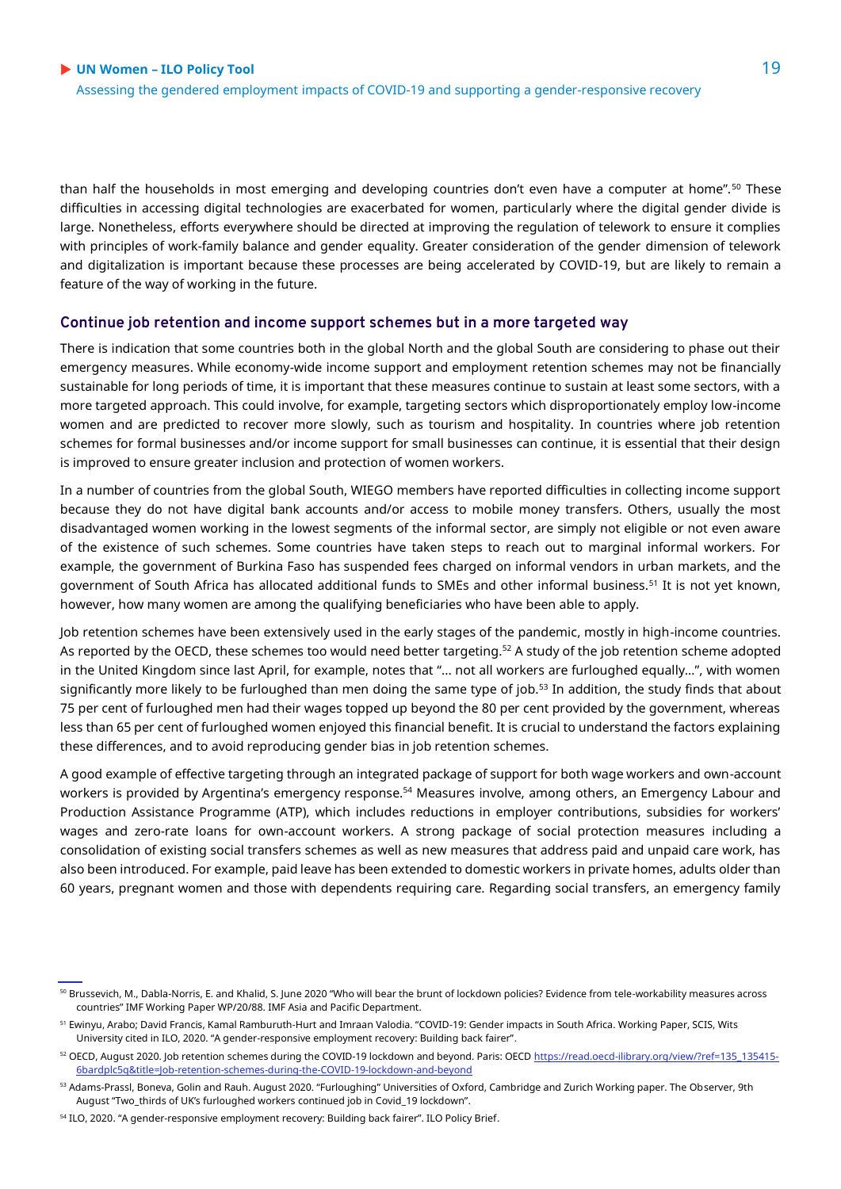than half the households in most emerging and developing countries don't even have a computer at home".[50] These difficulties in accessing digital technologies are exacerbated for women, particularly where the digital gender divide is large. Nonetheless, efforts everywhere should be directed at improving the regulation of telework to ensure it complies with principles of work-family balance and gender equality. Greater consideration of the gender dimension of telework and digitalization is important because these processes are being accelerated by COVID-19, but are likely to remain a feature of the way of working in the future.

### Continue job retention and income support schemes but in a more targeted way

There is indication that some countries both in the global North and the global South are considering to phase out their emergency measures. While economy-wide income support and employment retention schemes may not be financially sustainable for long periods of time, it is important that these measures continue to sustain at least some sectors, with a more targeted approach. This could involve, for example, targeting sectors which disproportionately employ low-income women and are predicted to recover more slowly, such as tourism and hospitality. In countries where job retention schemes for formal businesses and/or income support for small businesses can continue, it is essential that their design is improved to ensure greater inclusion and protection of women workers.

In a number of countries from the global South, WIEGO members have reported difficulties in collecting income support because they do not have digital bank accounts and/or access to mobile money transfers. Others, usually the most disadvantaged women working in the lowest segments of the informal sector, are simply not eligible or not even aware of the existence of such schemes. Some countries have taken steps to reach out to marginal informal workers. For example, the government of Burkina Faso has suspended fees charged on informal vendors in urban markets, and the government of South Africa has allocated additional funds to SMEs and other informal business.[51] It is not yet known, however, how many women are among the qualifying beneficiaries who have been able to apply.

Job retention schemes have been extensively used in the early stages of the pandemic, mostly in high-income countries. As reported by the OECD, these schemes too would need better targeting.[52] A study of the job retention scheme adopted in the United Kingdom since last April, for example, notes that "… not all workers are furloughed equally…", with women significantly more likely to be furloughed than men doing the same type of job.[53] In addition, the study finds that about 75 per cent of furloughed men had their wages topped up beyond the 80 per cent provided by the government, whereas less than 65 per cent of furloughed women enjoyed this financial benefit. It is crucial to understand the factors explaining these differences, and to avoid reproducing gender bias in job retention schemes.

A good example of effective targeting through an integrated package of support for both wage workers and own-account workers is provided by Argentina's emergency response.[54] Measures involve, among others, an Emergency Labour and Production Assistance Programme (ATP), which includes reductions in employer contributions, subsidies for workers' wages and zero-rate loans for own-account workers. A strong package of social protection measures including a consolidation of existing social transfers schemes as well as new measures that address paid and unpaid care work, has also been introduced. For example, paid leave has been extended to domestic workers in private homes, adults older than 60 years, pregnant women and those with dependents requiring care. Regarding social transfers, an emergency family

---

[50] Brussevich, M., Dabla-Norris, E. and Khalid, S. June 2020 "Who will bear the brunt of lockdown policies? Evidence from tele-workability measures across countries" IMF Working Paper WP/20/88. IMF Asia and Pacific Department.

[51] Ewinyu, Arabo; David Francis, Kamal Ramburuth-Hurt and Imraan Valodia. "COVID-19: Gender impacts in South Africa. Working Paper, SCIS, Wits University cited in ILO, 2020. "A gender-responsive employment recovery: Building back fairer".

[52] OECD, August 2020. Job retention schemes during the COVID-19 lockdown and beyond. Paris: OECD https://read.oecd-ilibrary.org/view/?ref=135_135415-6bardplc5q&title=Job-retention-schemes-during-the-COVID-19-lockdown-and-beyond

[53] Adams-Prassl, Boneva, Golin and Rauh. August 2020. "Furloughing" Universities of Oxford, Cambridge and Zurich Working paper. The Observer, 9th August "Two_thirds of UK's furloughed workers continued job in Covid_19 lockdown".

[54] ILO, 2020. "A gender-responsive employment recovery: Building back fairer". ILO Policy Brief.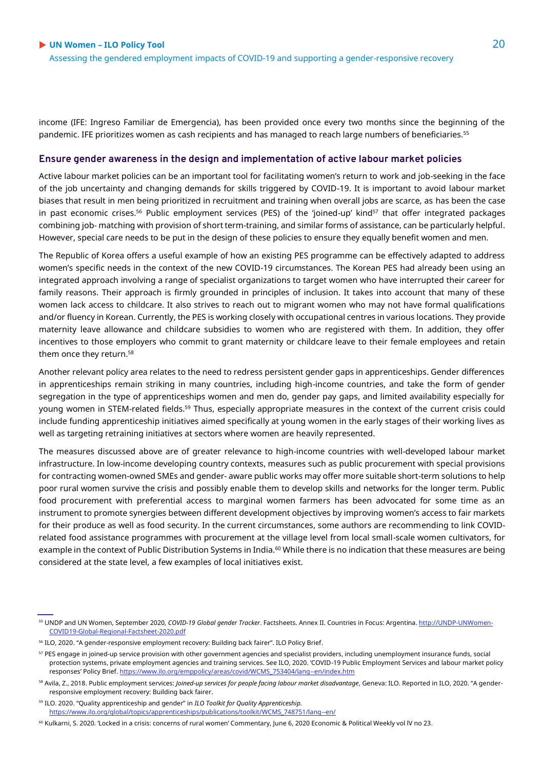income (IFE: Ingreso Familiar de Emergencia), has been provided once every two months since the beginning of the pandemic. IFE prioritizes women as cash recipients and has managed to reach large numbers of beneficiaries.[55]

### Ensure gender awareness in the design and implementation of active labour market policies

Active labour market policies can be an important tool for facilitating women's return to work and job-seeking in the face of the job uncertainty and changing demands for skills triggered by COVID-19. It is important to avoid labour market biases that result in men being prioritized in recruitment and training when overall jobs are scarce, as has been the case in past economic crises.[56] Public employment services (PES) of the 'joined-up' kind[57] that offer integrated packages combining job- matching with provision of short term-training, and similar forms of assistance, can be particularly helpful. However, special care needs to be put in the design of these policies to ensure they equally benefit women and men.

The Republic of Korea offers a useful example of how an existing PES programme can be effectively adapted to address women's specific needs in the context of the new COVID-19 circumstances. The Korean PES had already been using an integrated approach involving a range of specialist organizations to target women who have interrupted their career for family reasons. Their approach is firmly grounded in principles of inclusion. It takes into account that many of these women lack access to childcare. It also strives to reach out to migrant women who may not have formal qualifications and/or fluency in Korean. Currently, the PES is working closely with occupational centres in various locations. They provide maternity leave allowance and childcare subsidies to women who are registered with them. In addition, they offer incentives to those employers who commit to grant maternity or childcare leave to their female employees and retain them once they return.[58]

Another relevant policy area relates to the need to redress persistent gender gaps in apprenticeships. Gender differences in apprenticeships remain striking in many countries, including high-income countries, and take the form of gender segregation in the type of apprenticeships women and men do, gender pay gaps, and limited availability especially for young women in STEM-related fields.[59] Thus, especially appropriate measures in the context of the current crisis could include funding apprenticeship initiatives aimed specifically at young women in the early stages of their working lives as well as targeting retraining initiatives at sectors where women are heavily represented.

The measures discussed above are of greater relevance to high-income countries with well-developed labour market infrastructure. In low-income developing country contexts, measures such as public procurement with special provisions for contracting women-owned SMEs and gender- aware public works may offer more suitable short-term solutions to help poor rural women survive the crisis and possibly enable them to develop skills and networks for the longer term. Public food procurement with preferential access to marginal women farmers has been advocated for some time as an instrument to promote synergies between different development objectives by improving women's access to fair markets for their produce as well as food security. In the current circumstances, some authors are recommending to link COVID-related food assistance programmes with procurement at the village level from local small-scale women cultivators, for example in the context of Public Distribution Systems in India.[60] While there is no indication that these measures are being considered at the state level, a few examples of local initiatives exist.

---

[55] UNDP and UN Women, September 2020, *COVID-19 Global gender Tracker*. Factsheets. Annex II. Countries in Focus: Argentina. http://UNDP-UNWomen-COVID19-Global-Regional-Factsheet-2020.pdf

[56] ILO, 2020. "A gender-responsive employment recovery: Building back fairer". ILO Policy Brief.

[57] PES engage in joined-up service provision with other government agencies and specialist providers, including unemployment insurance funds, social protection systems, private employment agencies and training services. See ILO, 2020. 'COVID-19 Public Employment Services and labour market policy responses' Policy Brief. https://www.ilo.org/emppolicy/areas/covid/WCMS_753404/lang--en/index.htm

[58] Avila, Z., 2018. Public employment services: *Joined-up services for people facing labour market disadvantage*, Geneva: ILO. Reported in ILO, 2020. "A gender-responsive employment recovery: Building back fairer.

[59] ILO. 2020. "Quality apprenticeship and gender" in *ILO Toolkit for Quality Apprenticeship.* https://www.ilo.org/global/topics/apprenticeships/publications/toolkit/WCMS_748751/lang--en/

[60] Kulkarni, S. 2020. 'Locked in a crisis: concerns of rural women' Commentary, June 6, 2020 Economic & Political Weekly vol lV no 23.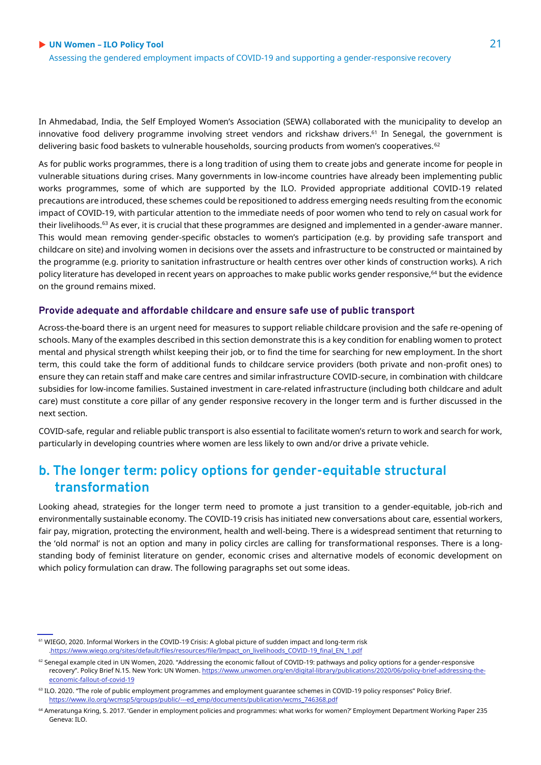In Ahmedabad, India, the Self Employed Women's Association (SEWA) collaborated with the municipality to develop an innovative food delivery programme involving street vendors and rickshaw drivers.[61] In Senegal, the government is delivering basic food baskets to vulnerable households, sourcing products from women's cooperatives.[62]

As for public works programmes, there is a long tradition of using them to create jobs and generate income for people in vulnerable situations during crises. Many governments in low-income countries have already been implementing public works programmes, some of which are supported by the ILO. Provided appropriate additional COVID-19 related precautions are introduced, these schemes could be repositioned to address emerging needs resulting from the economic impact of COVID-19, with particular attention to the immediate needs of poor women who tend to rely on casual work for their livelihoods.[63] As ever, it is crucial that these programmes are designed and implemented in a gender-aware manner. This would mean removing gender-specific obstacles to women's participation (e.g. by providing safe transport and childcare on site) and involving women in decisions over the assets and infrastructure to be constructed or maintained by the programme (e.g. priority to sanitation infrastructure or health centres over other kinds of construction works). A rich policy literature has developed in recent years on approaches to make public works gender responsive,[64] but the evidence on the ground remains mixed.

### Provide adequate and affordable childcare and ensure safe use of public transport

Across-the-board there is an urgent need for measures to support reliable childcare provision and the safe re-opening of schools. Many of the examples described in this section demonstrate this is a key condition for enabling women to protect mental and physical strength whilst keeping their job, or to find the time for searching for new employment. In the short term, this could take the form of additional funds to childcare service providers (both private and non-profit ones) to ensure they can retain staff and make care centres and similar infrastructure COVID-secure, in combination with childcare subsidies for low-income families. Sustained investment in care-related infrastructure (including both childcare and adult care) must constitute a core pillar of any gender responsive recovery in the longer term and is further discussed in the next section.

COVID-safe, regular and reliable public transport is also essential to facilitate women's return to work and search for work, particularly in developing countries where women are less likely to own and/or drive a private vehicle.

## b. The longer term: policy options for gender-equitable structural transformation

Looking ahead, strategies for the longer term need to promote a just transition to a gender-equitable, job-rich and environmentally sustainable economy. The COVID-19 crisis has initiated new conversations about care, essential workers, fair pay, migration, protecting the environment, health and well-being. There is a widespread sentiment that returning to the 'old normal' is not an option and many in policy circles are calling for transformational responses. There is a long-standing body of feminist literature on gender, economic crises and alternative models of economic development on which policy formulation can draw. The following paragraphs set out some ideas.

---

[61] WIEGO, 2020. Informal Workers in the COVID-19 Crisis: A global picture of sudden impact and long-term risk .https://www.wiego.org/sites/default/files/resources/file/Impact_on_livelihoods_COVID-19_final_EN_1.pdf

[62] Senegal example cited in UN Women, 2020. "Addressing the economic fallout of COVID-19: pathways and policy options for a gender-responsive recovery". Policy Brief N.15. New York: UN Women. https://www.unwomen.org/en/digital-library/publications/2020/06/policy-brief-addressing-the-economic-fallout-of-covid-19

[63] ILO. 2020. "The role of public employment programmes and employment guarantee schemes in COVID-19 policy responses" Policy Brief. https://www.ilo.org/wcmsp5/groups/public/---ed_emp/documents/publication/wcms_746368.pdf

[64] Ameratunga Kring, S. 2017. 'Gender in employment policies and programmes: what works for women?' Employment Department Working Paper 235 Geneva: ILO.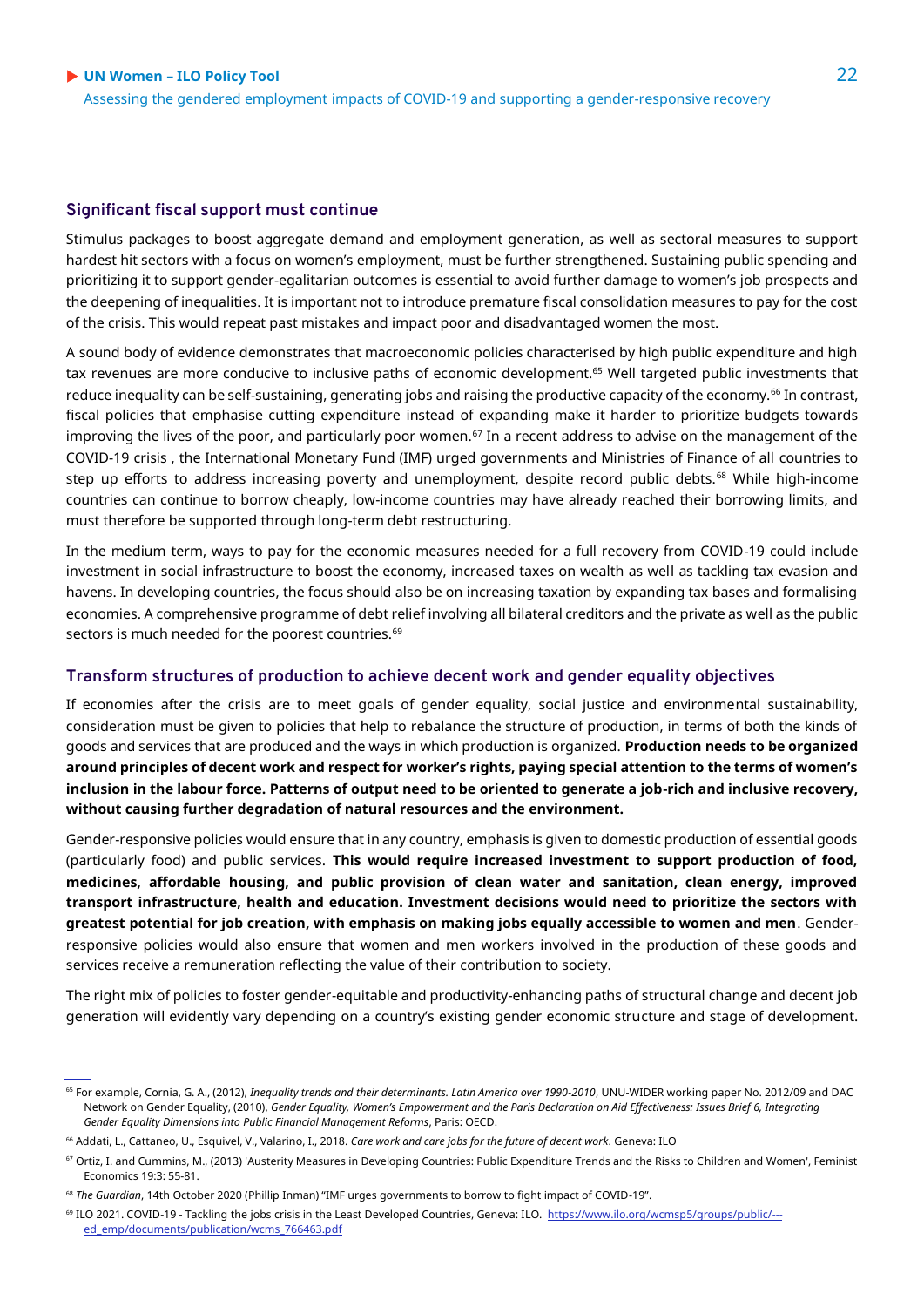## Significant fiscal support must continue

Stimulus packages to boost aggregate demand and employment generation, as well as sectoral measures to support hardest hit sectors with a focus on women's employment, must be further strengthened. Sustaining public spending and prioritizing it to support gender-egalitarian outcomes is essential to avoid further damage to women's job prospects and the deepening of inequalities. It is important not to introduce premature fiscal consolidation measures to pay for the cost of the crisis. This would repeat past mistakes and impact poor and disadvantaged women the most.

A sound body of evidence demonstrates that macroeconomic policies characterised by high public expenditure and high tax revenues are more conducive to inclusive paths of economic development.[65] Well targeted public investments that reduce inequality can be self-sustaining, generating jobs and raising the productive capacity of the economy.[66] In contrast, fiscal policies that emphasise cutting expenditure instead of expanding make it harder to prioritize budgets towards improving the lives of the poor, and particularly poor women.[67] In a recent address to advise on the management of the COVID-19 crisis , the International Monetary Fund (IMF) urged governments and Ministries of Finance of all countries to step up efforts to address increasing poverty and unemployment, despite record public debts.[68] While high-income countries can continue to borrow cheaply, low-income countries may have already reached their borrowing limits, and must therefore be supported through long-term debt restructuring.

In the medium term, ways to pay for the economic measures needed for a full recovery from COVID-19 could include investment in social infrastructure to boost the economy, increased taxes on wealth as well as tackling tax evasion and havens. In developing countries, the focus should also be on increasing taxation by expanding tax bases and formalising economies. A comprehensive programme of debt relief involving all bilateral creditors and the private as well as the public sectors is much needed for the poorest countries.[69]

## Transform structures of production to achieve decent work and gender equality objectives

If economies after the crisis are to meet goals of gender equality, social justice and environmental sustainability, consideration must be given to policies that help to rebalance the structure of production, in terms of both the kinds of goods and services that are produced and the ways in which production is organized. **Production needs to be organized around principles of decent work and respect for worker's rights, paying special attention to the terms of women's inclusion in the labour force. Patterns of output need to be oriented to generate a job-rich and inclusive recovery, without causing further degradation of natural resources and the environment.**

Gender-responsive policies would ensure that in any country, emphasis is given to domestic production of essential goods (particularly food) and public services. **This would require increased investment to support production of food, medicines, affordable housing, and public provision of clean water and sanitation, clean energy, improved transport infrastructure, health and education. Investment decisions would need to prioritize the sectors with greatest potential for job creation, with emphasis on making jobs equally accessible to women and men**. Gender-responsive policies would also ensure that women and men workers involved in the production of these goods and services receive a remuneration reflecting the value of their contribution to society.

The right mix of policies to foster gender-equitable and productivity-enhancing paths of structural change and decent job generation will evidently vary depending on a country's existing gender economic structure and stage of development.

---

[65] For example, Cornia, G. A., (2012), *Inequality trends and their determinants. Latin America over 1990-2010*, UNU-WIDER working paper No. 2012/09 and DAC Network on Gender Equality, (2010), *Gender Equality, Women's Empowerment and the Paris Declaration on Aid Effectiveness: Issues Brief 6, Integrating Gender Equality Dimensions into Public Financial Management Reforms*, Paris: OECD.

[66] Addati, L., Cattaneo, U., Esquivel, V., Valarino, I., 2018. *Care work and care jobs for the future of decent work*. Geneva: ILO

[67] Ortiz, I. and Cummins, M., (2013) 'Austerity Measures in Developing Countries: Public Expenditure Trends and the Risks to Children and Women', Feminist Economics 19:3: 55-81.

[68] *The Guardian*, 14th October 2020 (Phillip Inman) "IMF urges governments to borrow to fight impact of COVID-19".

[69] ILO 2021. COVID-19 - Tackling the jobs crisis in the Least Developed Countries, Geneva: ILO. https://www.ilo.org/wcmsp5/groups/public/---ed_emp/documents/publication/wcms_766463.pdf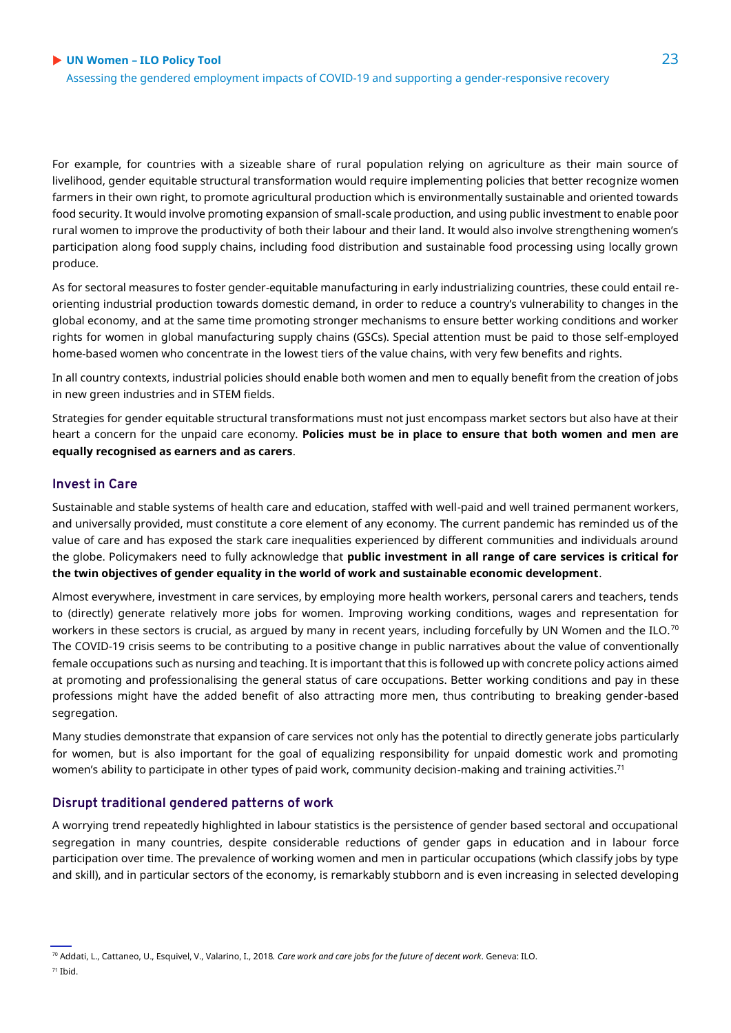For example, for countries with a sizeable share of rural population relying on agriculture as their main source of livelihood, gender equitable structural transformation would require implementing policies that better recognize women farmers in their own right, to promote agricultural production which is environmentally sustainable and oriented towards food security. It would involve promoting expansion of small-scale production, and using public investment to enable poor rural women to improve the productivity of both their labour and their land. It would also involve strengthening women's participation along food supply chains, including food distribution and sustainable food processing using locally grown produce.

As for sectoral measures to foster gender-equitable manufacturing in early industrializing countries, these could entail re-orienting industrial production towards domestic demand, in order to reduce a country's vulnerability to changes in the global economy, and at the same time promoting stronger mechanisms to ensure better working conditions and worker rights for women in global manufacturing supply chains (GSCs). Special attention must be paid to those self-employed home-based women who concentrate in the lowest tiers of the value chains, with very few benefits and rights.

In all country contexts, industrial policies should enable both women and men to equally benefit from the creation of jobs in new green industries and in STEM fields.

Strategies for gender equitable structural transformations must not just encompass market sectors but also have at their heart a concern for the unpaid care economy. **Policies must be in place to ensure that both women and men are equally recognised as earners and as carers**.

### Invest in Care

Sustainable and stable systems of health care and education, staffed with well-paid and well trained permanent workers, and universally provided, must constitute a core element of any economy. The current pandemic has reminded us of the value of care and has exposed the stark care inequalities experienced by different communities and individuals around the globe. Policymakers need to fully acknowledge that **public investment in all range of care services is critical for the twin objectives of gender equality in the world of work and sustainable economic development**.

Almost everywhere, investment in care services, by employing more health workers, personal carers and teachers, tends to (directly) generate relatively more jobs for women. Improving working conditions, wages and representation for workers in these sectors is crucial, as argued by many in recent years, including forcefully by UN Women and the ILO.[70] The COVID-19 crisis seems to be contributing to a positive change in public narratives about the value of conventionally female occupations such as nursing and teaching. It is important that this is followed up with concrete policy actions aimed at promoting and professionalising the general status of care occupations. Better working conditions and pay in these professions might have the added benefit of also attracting more men, thus contributing to breaking gender-based segregation.

Many studies demonstrate that expansion of care services not only has the potential to directly generate jobs particularly for women, but is also important for the goal of equalizing responsibility for unpaid domestic work and promoting women's ability to participate in other types of paid work, community decision-making and training activities.[71]

### Disrupt traditional gendered patterns of work

A worrying trend repeatedly highlighted in labour statistics is the persistence of gender based sectoral and occupational segregation in many countries, despite considerable reductions of gender gaps in education and in labour force participation over time. The prevalence of working women and men in particular occupations (which classify jobs by type and skill), and in particular sectors of the economy, is remarkably stubborn and is even increasing in selected developing

---

[70] Addati, L., Cattaneo, U., Esquivel, V., Valarino, I., 2018. *Care work and care jobs for the future of decent work*. Geneva: ILO.

[71] Ibid.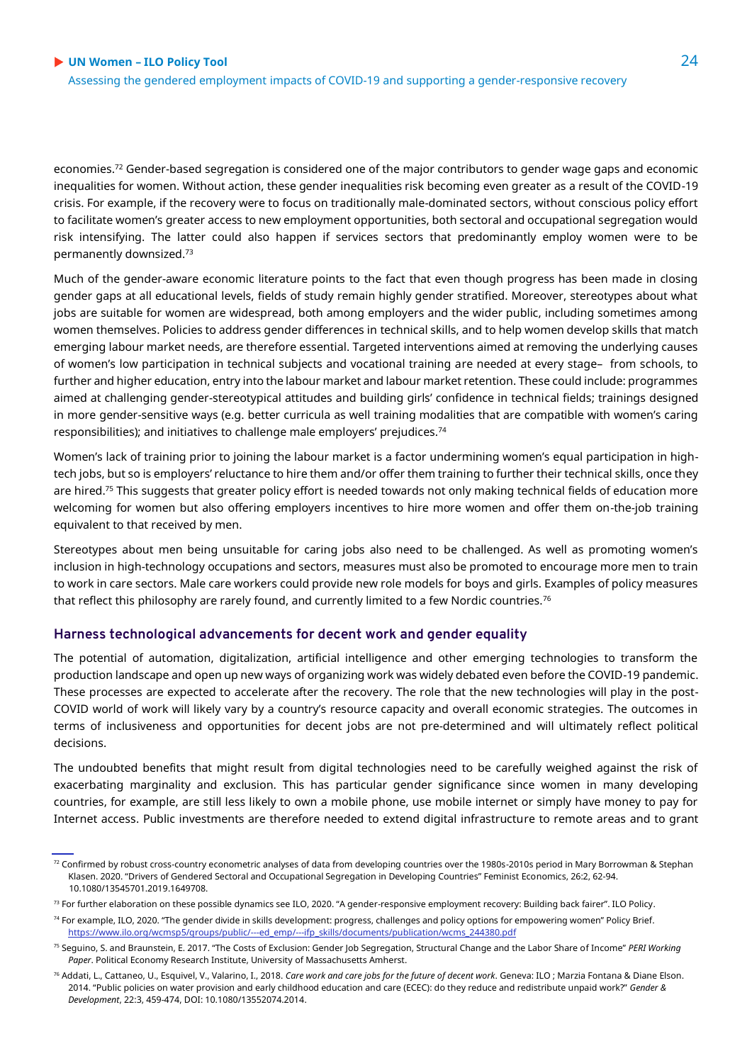economies.[72] Gender-based segregation is considered one of the major contributors to gender wage gaps and economic inequalities for women. Without action, these gender inequalities risk becoming even greater as a result of the COVID-19 crisis. For example, if the recovery were to focus on traditionally male-dominated sectors, without conscious policy effort to facilitate women's greater access to new employment opportunities, both sectoral and occupational segregation would risk intensifying. The latter could also happen if services sectors that predominantly employ women were to be permanently downsized.[73]

Much of the gender-aware economic literature points to the fact that even though progress has been made in closing gender gaps at all educational levels, fields of study remain highly gender stratified. Moreover, stereotypes about what jobs are suitable for women are widespread, both among employers and the wider public, including sometimes among women themselves. Policies to address gender differences in technical skills, and to help women develop skills that match emerging labour market needs, are therefore essential. Targeted interventions aimed at removing the underlying causes of women's low participation in technical subjects and vocational training are needed at every stage– from schools, to further and higher education, entry into the labour market and labour market retention. These could include: programmes aimed at challenging gender-stereotypical attitudes and building girls' confidence in technical fields; trainings designed in more gender-sensitive ways (e.g. better curricula as well training modalities that are compatible with women's caring responsibilities); and initiatives to challenge male employers' prejudices.[74]

Women's lack of training prior to joining the labour market is a factor undermining women's equal participation in high-tech jobs, but so is employers' reluctance to hire them and/or offer them training to further their technical skills, once they are hired.[75] This suggests that greater policy effort is needed towards not only making technical fields of education more welcoming for women but also offering employers incentives to hire more women and offer them on-the-job training equivalent to that received by men.

Stereotypes about men being unsuitable for caring jobs also need to be challenged. As well as promoting women's inclusion in high-technology occupations and sectors, measures must also be promoted to encourage more men to train to work in care sectors. Male care workers could provide new role models for boys and girls. Examples of policy measures that reflect this philosophy are rarely found, and currently limited to a few Nordic countries.[76]

### Harness technological advancements for decent work and gender equality

The potential of automation, digitalization, artificial intelligence and other emerging technologies to transform the production landscape and open up new ways of organizing work was widely debated even before the COVID-19 pandemic. These processes are expected to accelerate after the recovery. The role that the new technologies will play in the post-COVID world of work will likely vary by a country's resource capacity and overall economic strategies. The outcomes in terms of inclusiveness and opportunities for decent jobs are not pre-determined and will ultimately reflect political decisions.

The undoubted benefits that might result from digital technologies need to be carefully weighed against the risk of exacerbating marginality and exclusion. This has particular gender significance since women in many developing countries, for example, are still less likely to own a mobile phone, use mobile internet or simply have money to pay for Internet access. Public investments are therefore needed to extend digital infrastructure to remote areas and to grant

---

[72] Confirmed by robust cross-country econometric analyses of data from developing countries over the 1980s-2010s period in Mary Borrowman & Stephan Klasen. 2020. "Drivers of Gendered Sectoral and Occupational Segregation in Developing Countries" Feminist Economics, 26:2, 62-94. 10.1080/13545701.2019.1649708.

[73] For further elaboration on these possible dynamics see ILO, 2020. "A gender-responsive employment recovery: Building back fairer". ILO Policy.

[74] For example, ILO, 2020. "The gender divide in skills development: progress, challenges and policy options for empowering women" Policy Brief. https://www.ilo.org/wcmsp5/groups/public/---ed_emp/---ifp_skills/documents/publication/wcms_244380.pdf

[75] Seguino, S. and Braunstein, E. 2017. "The Costs of Exclusion: Gender Job Segregation, Structural Change and the Labor Share of Income" *PERI Working Paper*. Political Economy Research Institute, University of Massachusetts Amherst.

[76] Addati, L., Cattaneo, U., Esquivel, V., Valarino, I., 2018. *Care work and care jobs for the future of decent work*. Geneva: ILO ; Marzia Fontana & Diane Elson. 2014. "Public policies on water provision and early childhood education and care (ECEC): do they reduce and redistribute unpaid work?" *Gender & Development*, 22:3, 459-474, DOI: 10.1080/13552074.2014.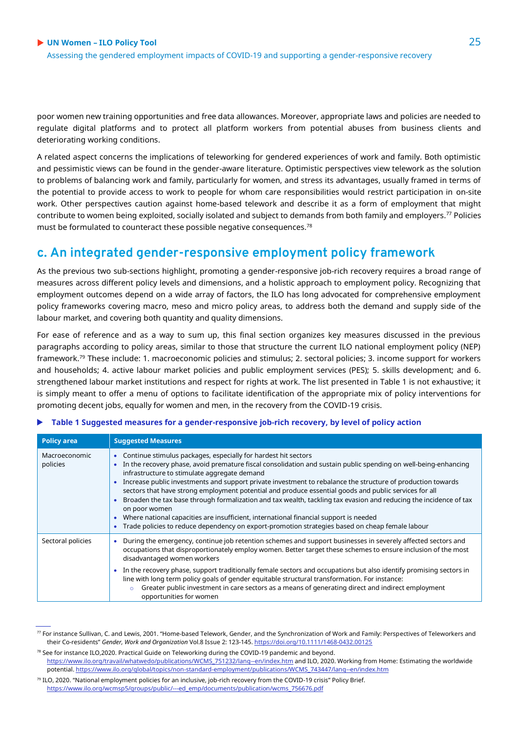poor women new training opportunities and free data allowances. Moreover, appropriate laws and policies are needed to regulate digital platforms and to protect all platform workers from potential abuses from business clients and deteriorating working conditions.

A related aspect concerns the implications of teleworking for gendered experiences of work and family. Both optimistic and pessimistic views can be found in the gender-aware literature. Optimistic perspectives view telework as the solution to problems of balancing work and family, particularly for women, and stress its advantages, usually framed in terms of the potential to provide access to work to people for whom care responsibilities would restrict participation in on-site work. Other perspectives caution against home-based telework and describe it as a form of employment that might contribute to women being exploited, socially isolated and subject to demands from both family and employers.[77] Policies must be formulated to counteract these possible negative consequences.[78]

## c. An integrated gender-responsive employment policy framework

As the previous two sub-sections highlight, promoting a gender-responsive job-rich recovery requires a broad range of measures across different policy levels and dimensions, and a holistic approach to employment policy. Recognizing that employment outcomes depend on a wide array of factors, the ILO has long advocated for comprehensive employment policy frameworks covering macro, meso and micro policy areas, to address both the demand and supply side of the labour market, and covering both quantity and quality dimensions.

For ease of reference and as a way to sum up, this final section organizes key measures discussed in the previous paragraphs according to policy areas, similar to those that structure the current ILO national employment policy (NEP) framework.[79] These include: 1. macroeconomic policies and stimulus; 2. sectoral policies; 3. income support for workers and households; 4. active labour market policies and public employment services (PES); 5. skills development; and 6. strengthened labour market institutions and respect for rights at work. The list presented in Table 1 is not exhaustive; it is simply meant to offer a menu of options to facilitate identification of the appropriate mix of policy interventions for promoting decent jobs, equally for women and men, in the recovery from the COVID-19 crisis.

**Table 1 Suggested measures for a gender-responsive job-rich recovery, by level of policy action**

| Policy area | Suggested Measures |
|---|---|
| Macroeconomic policies | • Continue stimulus packages, especially for hardest hit sectors<br>• In the recovery phase, avoid premature fiscal consolidation and sustain public spending on well-being-enhancing infrastructure to stimulate aggregate demand<br>• Increase public investments and support private investment to rebalance the structure of production towards sectors that have strong employment potential and produce essential goods and public services for all<br>• Broaden the tax base through formalization and tax wealth, tackling tax evasion and reducing the incidence of tax on poor women<br>• Where national capacities are insufficient, international financial support is needed<br>• Trade policies to reduce dependency on export-promotion strategies based on cheap female labour |
| Sectoral policies | • During the emergency, continue job retention schemes and support businesses in severely affected sectors and occupations that disproportionately employ women. Better target these schemes to ensure inclusion of the most disadvantaged women workers<br>• In the recovery phase, support traditionally female sectors and occupations but also identify promising sectors in line with long term policy goals of gender equitable structural transformation. For instance:<br>&nbsp;&nbsp;&nbsp;&nbsp;○ Greater public investment in care sectors as a means of generating direct and indirect employment opportunities for women |

[77] For instance Sullivan, C. and Lewis, 2001. "Home-based Telework, Gender, and the Synchronization of Work and Family: Perspectives of Teleworkers and their Co-residents" *Gender, Work and Organization* Vol.8 Issue 2: 123-145. https://doi.org/10.1111/1468-0432.00125

[78] See for instance ILO,2020. Practical Guide on Teleworking during the COVID-19 pandemic and beyond. https://www.ilo.org/travail/whatwedo/publications/WCMS_751232/lang--en/index.htm and ILO, 2020. Working from Home: Estimating the worldwide potential. https://www.ilo.org/global/topics/non-standard-employment/publications/WCMS_743447/lang--en/index.htm

[79] ILO, 2020. "National employment policies for an inclusive, job-rich recovery from the COVID-19 crisis" Policy Brief. https://www.ilo.org/wcmsp5/groups/public/---ed_emp/documents/publication/wcms_756676.pdf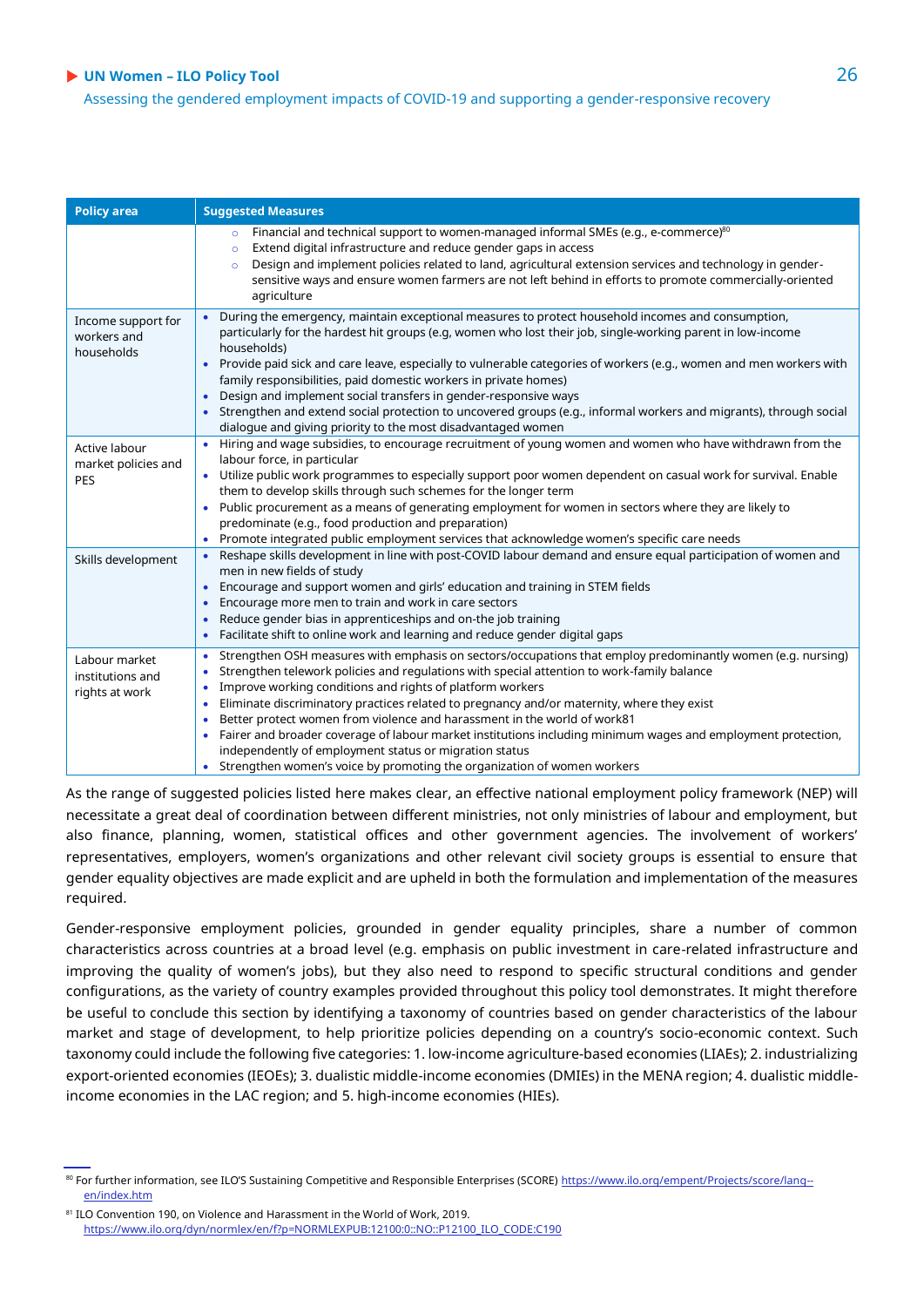| Policy area | Suggested Measures |
|---|---|
| | ○ Financial and technical support to women-managed informal SMEs (e.g., e-commerce)[80]<br>○ Extend digital infrastructure and reduce gender gaps in access<br>○ Design and implement policies related to land, agricultural extension services and technology in gender-sensitive ways and ensure women farmers are not left behind in efforts to promote commercially-oriented agriculture |
| Income support for workers and households | • During the emergency, maintain exceptional measures to protect household incomes and consumption, particularly for the hardest hit groups (e.g, women who lost their job, single-working parent in low-income households)<br>• Provide paid sick and care leave, especially to vulnerable categories of workers (e.g., women and men workers with family responsibilities, paid domestic workers in private homes)<br>• Design and implement social transfers in gender-responsive ways<br>• Strengthen and extend social protection to uncovered groups (e.g., informal workers and migrants), through social dialogue and giving priority to the most disadvantaged women |
| Active labour market policies and PES | • Hiring and wage subsidies, to encourage recruitment of young women and women who have withdrawn from the labour force, in particular<br>• Utilize public work programmes to especially support poor women dependent on casual work for survival. Enable them to develop skills through such schemes for the longer term<br>• Public procurement as a means of generating employment for women in sectors where they are likely to predominate (e.g., food production and preparation)<br>• Promote integrated public employment services that acknowledge women's specific care needs |
| Skills development | • Reshape skills development in line with post-COVID labour demand and ensure equal participation of women and men in new fields of study<br>• Encourage and support women and girls' education and training in STEM fields<br>• Encourage more men to train and work in care sectors<br>• Reduce gender bias in apprenticeships and on-the job training<br>• Facilitate shift to online work and learning and reduce gender digital gaps |
| Labour market institutions and rights at work | • Strengthen OSH measures with emphasis on sectors/occupations that employ predominantly women (e.g. nursing)<br>• Strengthen telework policies and regulations with special attention to work-family balance<br>• Improve working conditions and rights of platform workers<br>• Eliminate discriminatory practices related to pregnancy and/or maternity, where they exist<br>• Better protect women from violence and harassment in the world of work[81]<br>• Fairer and broader coverage of labour market institutions including minimum wages and employment protection, independently of employment status or migration status<br>• Strengthen women's voice by promoting the organization of women workers |

As the range of suggested policies listed here makes clear, an effective national employment policy framework (NEP) will necessitate a great deal of coordination between different ministries, not only ministries of labour and employment, but also finance, planning, women, statistical offices and other government agencies. The involvement of workers' representatives, employers, women's organizations and other relevant civil society groups is essential to ensure that gender equality objectives are made explicit and are upheld in both the formulation and implementation of the measures required.

Gender-responsive employment policies, grounded in gender equality principles, share a number of common characteristics across countries at a broad level (e.g. emphasis on public investment in care-related infrastructure and improving the quality of women's jobs), but they also need to respond to specific structural conditions and gender configurations, as the variety of country examples provided throughout this policy tool demonstrates. It might therefore be useful to conclude this section by identifying a taxonomy of countries based on gender characteristics of the labour market and stage of development, to help prioritize policies depending on a country's socio-economic context. Such taxonomy could include the following five categories: 1. low-income agriculture-based economies (LIAEs); 2. industrializing export-oriented economies (IEOEs); 3. dualistic middle-income economies (DMIEs) in the MENA region; 4. dualistic middle-income economies in the LAC region; and 5. high-income economies (HIEs).

[80] For further information, see ILO'S Sustaining Competitive and Responsible Enterprises (SCORE) https://www.ilo.org/empent/Projects/score/lang--en/index.htm

[81] ILO Convention 190, on Violence and Harassment in the World of Work, 2019. https://www.ilo.org/dyn/normlex/en/f?p=NORMLEXPUB:12100:0::NO::P12100_ILO_CODE:C190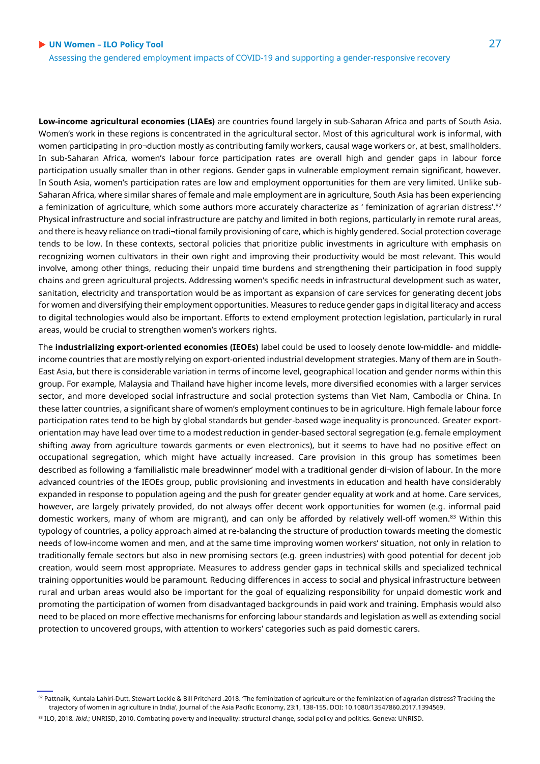**Low-income agricultural economies (LIAEs)** are countries found largely in sub-Saharan Africa and parts of South Asia. Women's work in these regions is concentrated in the agricultural sector. Most of this agricultural work is informal, with women participating in pro¬duction mostly as contributing family workers, causal wage workers or, at best, smallholders. In sub-Saharan Africa, women's labour force participation rates are overall high and gender gaps in labour force participation usually smaller than in other regions. Gender gaps in vulnerable employment remain significant, however. In South Asia, women's participation rates are low and employment opportunities for them are very limited. Unlike sub-Saharan Africa, where similar shares of female and male employment are in agriculture, South Asia has been experiencing a feminization of agriculture, which some authors more accurately characterize as ' feminization of agrarian distress'.[82] Physical infrastructure and social infrastructure are patchy and limited in both regions, particularly in remote rural areas, and there is heavy reliance on tradi¬tional family provisioning of care, which is highly gendered. Social protection coverage tends to be low. In these contexts, sectoral policies that prioritize public investments in agriculture with emphasis on recognizing women cultivators in their own right and improving their productivity would be most relevant. This would involve, among other things, reducing their unpaid time burdens and strengthening their participation in food supply chains and green agricultural projects. Addressing women's specific needs in infrastructural development such as water, sanitation, electricity and transportation would be as important as expansion of care services for generating decent jobs for women and diversifying their employment opportunities. Measures to reduce gender gaps in digital literacy and access to digital technologies would also be important. Efforts to extend employment protection legislation, particularly in rural areas, would be crucial to strengthen women's workers rights.

The **industrializing export-oriented economies (IEOEs)** label could be used to loosely denote low-middle- and middle-income countries that are mostly relying on export-oriented industrial development strategies. Many of them are in South-East Asia, but there is considerable variation in terms of income level, geographical location and gender norms within this group. For example, Malaysia and Thailand have higher income levels, more diversified economies with a larger services sector, and more developed social infrastructure and social protection systems than Viet Nam, Cambodia or China. In these latter countries, a significant share of women's employment continues to be in agriculture. High female labour force participation rates tend to be high by global standards but gender-based wage inequality is pronounced. Greater export-orientation may have lead over time to a modest reduction in gender-based sectoral segregation (e.g. female employment shifting away from agriculture towards garments or even electronics), but it seems to have had no positive effect on occupational segregation, which might have actually increased. Care provision in this group has sometimes been described as following a 'familialistic male breadwinner' model with a traditional gender di¬vision of labour. In the more advanced countries of the IEOEs group, public provisioning and investments in education and health have considerably expanded in response to population ageing and the push for greater gender equality at work and at home. Care services, however, are largely privately provided, do not always offer decent work opportunities for women (e.g. informal paid domestic workers, many of whom are migrant), and can only be afforded by relatively well-off women.[83] Within this typology of countries, a policy approach aimed at re-balancing the structure of production towards meeting the domestic needs of low-income women and men, and at the same time improving women workers' situation, not only in relation to traditionally female sectors but also in new promising sectors (e.g. green industries) with good potential for decent job creation, would seem most appropriate. Measures to address gender gaps in technical skills and specialized technical training opportunities would be paramount. Reducing differences in access to social and physical infrastructure between rural and urban areas would also be important for the goal of equalizing responsibility for unpaid domestic work and promoting the participation of women from disadvantaged backgrounds in paid work and training. Emphasis would also need to be placed on more effective mechanisms for enforcing labour standards and legislation as well as extending social protection to uncovered groups, with attention to workers' categories such as paid domestic carers.

---

[82] Pattnaik, Kuntala Lahiri-Dutt, Stewart Lockie & Bill Pritchard .2018. 'The feminization of agriculture or the feminization of agrarian distress? Tracking the trajectory of women in agriculture in India', Journal of the Asia Pacific Economy, 23:1, 138-155, DOI: 10.1080/13547860.2017.1394569.

[83] ILO, 2018. *Ibid.*; UNRISD, 2010. Combating poverty and inequality: structural change, social policy and politics. Geneva: UNRISD.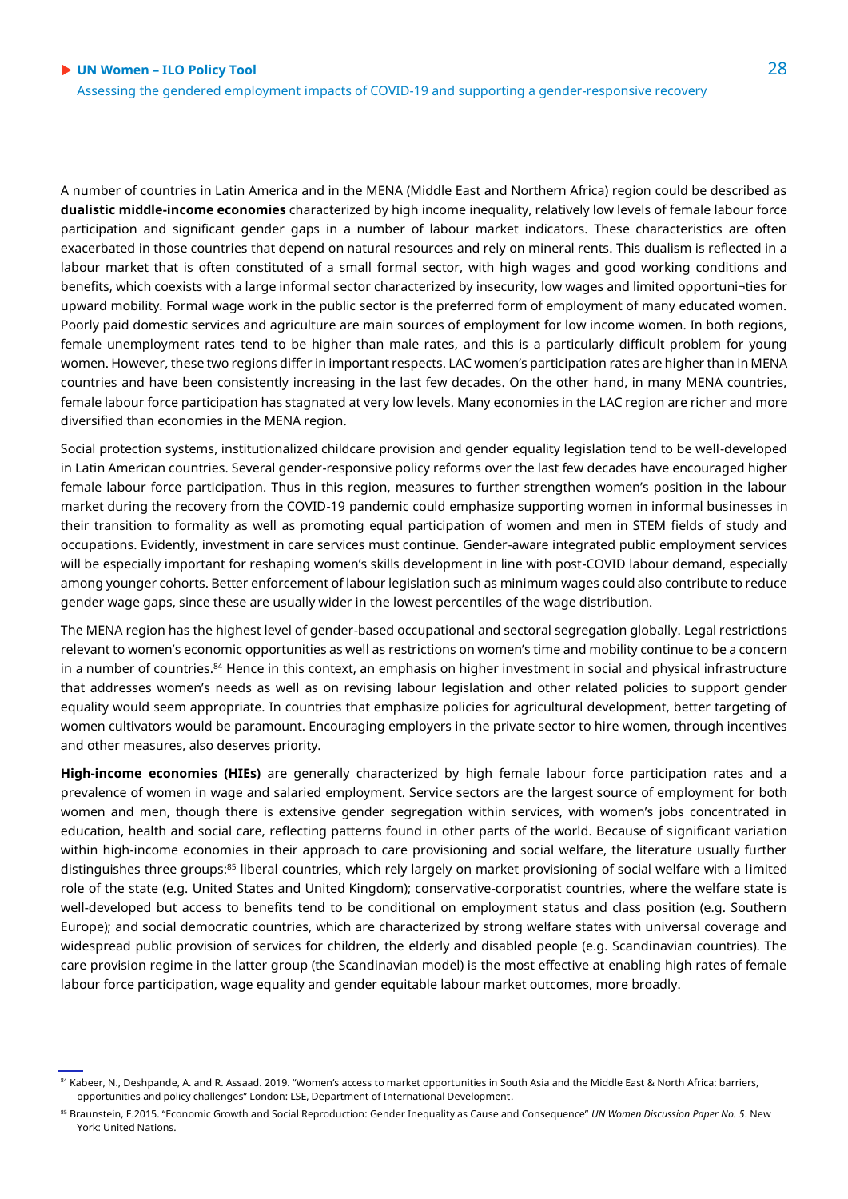A number of countries in Latin America and in the MENA (Middle East and Northern Africa) region could be described as **dualistic middle-income economies** characterized by high income inequality, relatively low levels of female labour force participation and significant gender gaps in a number of labour market indicators. These characteristics are often exacerbated in those countries that depend on natural resources and rely on mineral rents. This dualism is reflected in a labour market that is often constituted of a small formal sector, with high wages and good working conditions and benefits, which coexists with a large informal sector characterized by insecurity, low wages and limited opportuni¬ties for upward mobility. Formal wage work in the public sector is the preferred form of employment of many educated women. Poorly paid domestic services and agriculture are main sources of employment for low income women. In both regions, female unemployment rates tend to be higher than male rates, and this is a particularly difficult problem for young women. However, these two regions differ in important respects. LAC women's participation rates are higher than in MENA countries and have been consistently increasing in the last few decades. On the other hand, in many MENA countries, female labour force participation has stagnated at very low levels. Many economies in the LAC region are richer and more diversified than economies in the MENA region.

Social protection systems, institutionalized childcare provision and gender equality legislation tend to be well-developed in Latin American countries. Several gender-responsive policy reforms over the last few decades have encouraged higher female labour force participation. Thus in this region, measures to further strengthen women's position in the labour market during the recovery from the COVID-19 pandemic could emphasize supporting women in informal businesses in their transition to formality as well as promoting equal participation of women and men in STEM fields of study and occupations. Evidently, investment in care services must continue. Gender-aware integrated public employment services will be especially important for reshaping women's skills development in line with post-COVID labour demand, especially among younger cohorts. Better enforcement of labour legislation such as minimum wages could also contribute to reduce gender wage gaps, since these are usually wider in the lowest percentiles of the wage distribution.

The MENA region has the highest level of gender-based occupational and sectoral segregation globally. Legal restrictions relevant to women's economic opportunities as well as restrictions on women's time and mobility continue to be a concern in a number of countries.[84] Hence in this context, an emphasis on higher investment in social and physical infrastructure that addresses women's needs as well as on revising labour legislation and other related policies to support gender equality would seem appropriate. In countries that emphasize policies for agricultural development, better targeting of women cultivators would be paramount. Encouraging employers in the private sector to hire women, through incentives and other measures, also deserves priority.

**High-income economies (HIEs)** are generally characterized by high female labour force participation rates and a prevalence of women in wage and salaried employment. Service sectors are the largest source of employment for both women and men, though there is extensive gender segregation within services, with women's jobs concentrated in education, health and social care, reflecting patterns found in other parts of the world. Because of significant variation within high-income economies in their approach to care provisioning and social welfare, the literature usually further distinguishes three groups:[85] liberal countries, which rely largely on market provisioning of social welfare with a limited role of the state (e.g. United States and United Kingdom); conservative-corporatist countries, where the welfare state is well-developed but access to benefits tend to be conditional on employment status and class position (e.g. Southern Europe); and social democratic countries, which are characterized by strong welfare states with universal coverage and widespread public provision of services for children, the elderly and disabled people (e.g. Scandinavian countries). The care provision regime in the latter group (the Scandinavian model) is the most effective at enabling high rates of female labour force participation, wage equality and gender equitable labour market outcomes, more broadly.

---

[84] Kabeer, N., Deshpande, A. and R. Assaad. 2019. "Women's access to market opportunities in South Asia and the Middle East & North Africa: barriers, opportunities and policy challenges" London: LSE, Department of International Development.

[85] Braunstein, E.2015. "Economic Growth and Social Reproduction: Gender Inequality as Cause and Consequence" *UN Women Discussion Paper No. 5*. New York: United Nations.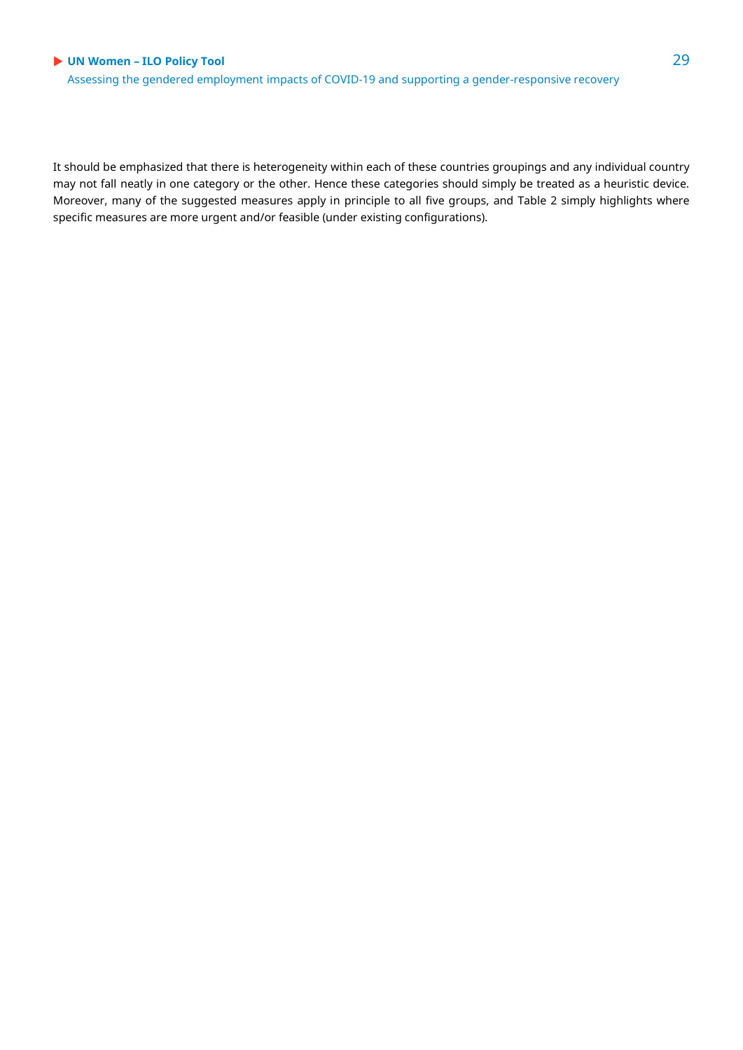It should be emphasized that there is heterogeneity within each of these countries groupings and any individual country may not fall neatly in one category or the other. Hence these categories should simply be treated as a heuristic device. Moreover, many of the suggested measures apply in principle to all five groups, and Table 2 simply highlights where specific measures are more urgent and/or feasible (under existing configurations).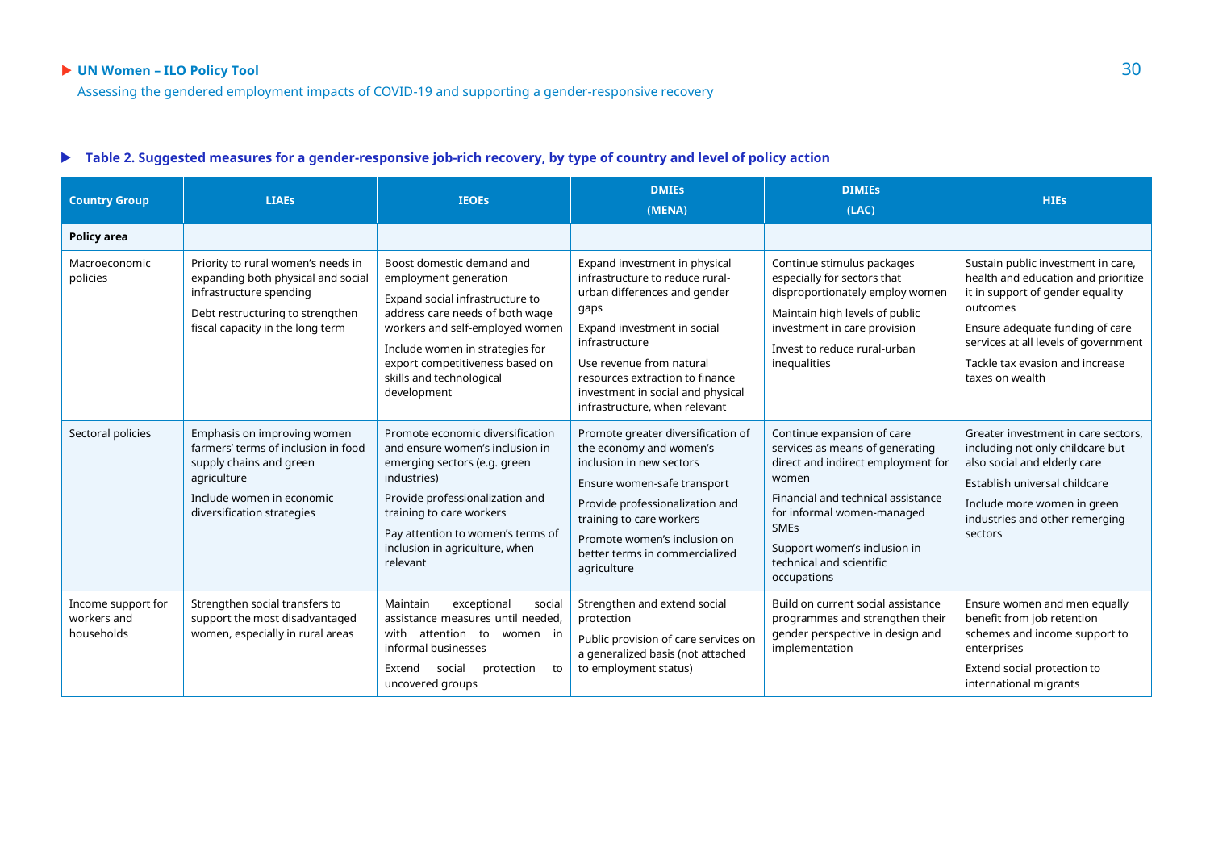### Table 2. Suggested measures for a gender-responsive job-rich recovery, by type of country and level of policy action

| Country Group | LIAEs | IEOEs | DMIEs (MENA) | DIMIEs (LAC) | HIEs |
|---|---|---|---|---|---|
| **Policy area** | | | | | |
| Macroeconomic policies | Priority to rural women's needs in expanding both physical and social infrastructure spending<br>Debt restructuring to strengthen fiscal capacity in the long term | Boost domestic demand and employment generation<br>Expand social infrastructure to address care needs of both wage workers and self-employed women<br>Include women in strategies for export competitiveness based on skills and technological development | Expand investment in physical infrastructure to reduce rural-urban differences and gender gaps<br>Expand investment in social infrastructure<br>Use revenue from natural resources extraction to finance investment in social and physical infrastructure, when relevant | Continue stimulus packages especially for sectors that disproportionately employ women<br>Maintain high levels of public investment in care provision<br>Invest to reduce rural-urban inequalities | Sustain public investment in care, health and education and prioritize it in support of gender equality outcomes<br>Ensure adequate funding of care services at all levels of government<br>Tackle tax evasion and increase taxes on wealth |
| Sectoral policies | Emphasis on improving women farmers' terms of inclusion in food supply chains and green agriculture<br>Include women in economic diversification strategies | Promote economic diversification and ensure women's inclusion in emerging sectors (e.g. green industries)<br>Provide professionalization and training to care workers<br>Pay attention to women's terms of inclusion in agriculture, when relevant | Promote greater diversification of the economy and women's inclusion in new sectors<br>Ensure women-safe transport<br>Provide professionalization and training to care workers<br>Promote women's inclusion on better terms in commercialized agriculture | Continue expansion of care services as means of generating direct and indirect employment for women<br>Financial and technical assistance for informal women-managed SMEs<br>Support women's inclusion in technical and scientific occupations | Greater investment in care sectors, including not only childcare but also social and elderly care<br>Establish universal childcare<br>Include more women in green industries and other remerging sectors |
| Income support for workers and households | Strengthen social transfers to support the most disadvantaged women, especially in rural areas | Maintain exceptional social assistance measures until needed, with attention to women in informal businesses<br>Extend social protection to uncovered groups | Strengthen and extend social protection<br>Public provision of care services on a generalized basis (not attached to employment status) | Build on current social assistance programmes and strengthen their gender perspective in design and implementation | Ensure women and men equally benefit from job retention schemes and income support to enterprises<br>Extend social protection to international migrants |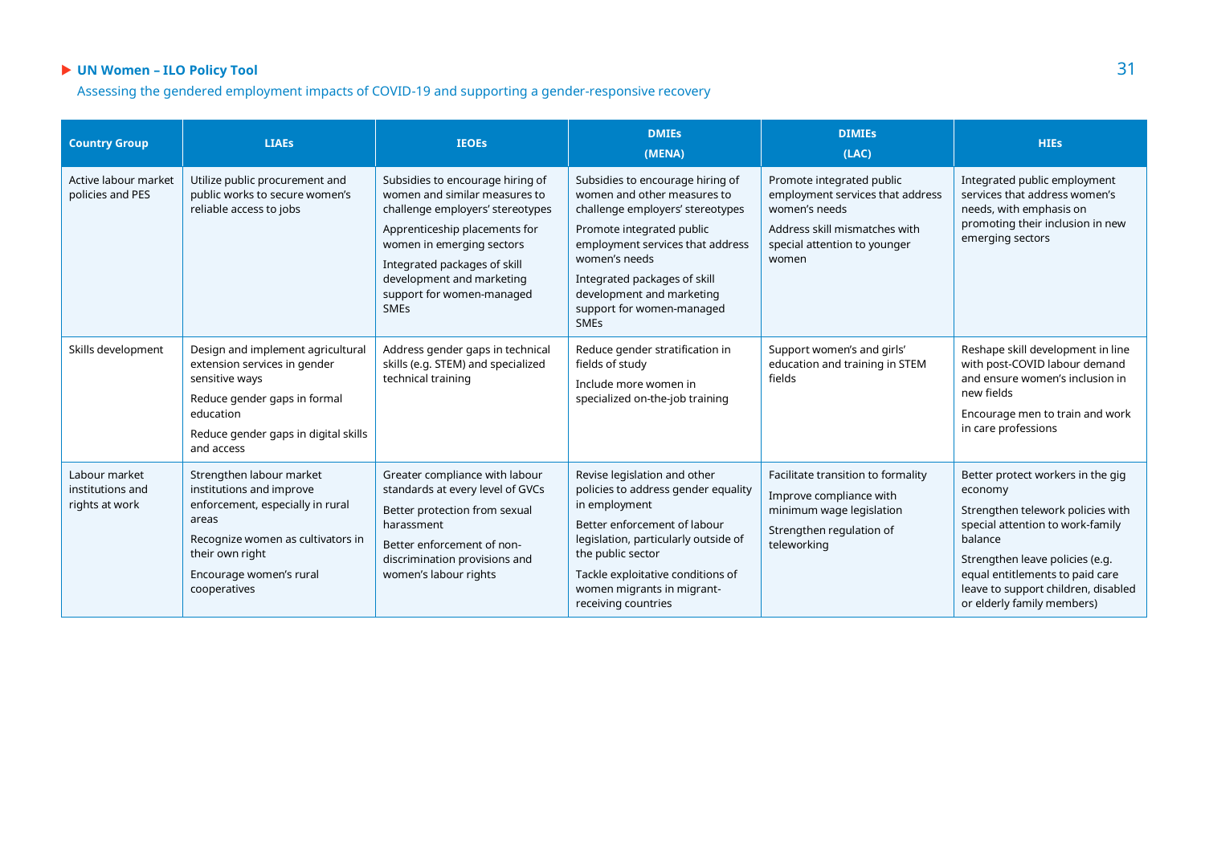| Country Group | LIAEs | IEOEs | DMIEs (MENA) | DIMIEs (LAC) | HIEs |
|---|---|---|---|---|---|
| Active labour market policies and PES | Utilize public procurement and public works to secure women's reliable access to jobs | Subsidies to encourage hiring of women and similar measures to challenge employers' stereotypes<br><br>Apprenticeship placements for women in emerging sectors<br><br>Integrated packages of skill development and marketing support for women-managed SMEs | Subsidies to encourage hiring of women and other measures to challenge employers' stereotypes<br><br>Promote integrated public employment services that address women's needs<br><br>Integrated packages of skill development and marketing support for women-managed SMEs | Promote integrated public employment services that address women's needs<br><br>Address skill mismatches with special attention to younger women | Integrated public employment services that address women's needs, with emphasis on promoting their inclusion in new emerging sectors |
| Skills development | Design and implement agricultural extension services in gender sensitive ways<br><br>Reduce gender gaps in formal education<br><br>Reduce gender gaps in digital skills and access | Address gender gaps in technical skills (e.g. STEM) and specialized technical training | Reduce gender stratification in fields of study<br><br>Include more women in specialized on-the-job training | Support women's and girls' education and training in STEM fields | Reshape skill development in line with post-COVID labour demand and ensure women's inclusion in new fields<br><br>Encourage men to train and work in care professions |
| Labour market institutions and rights at work | Strengthen labour market institutions and improve enforcement, especially in rural areas<br><br>Recognize women as cultivators in their own right<br><br>Encourage women's rural cooperatives | Greater compliance with labour standards at every level of GVCs<br><br>Better protection from sexual harassment<br><br>Better enforcement of non-discrimination provisions and women's labour rights | Revise legislation and other policies to address gender equality in employment<br><br>Better enforcement of labour legislation, particularly outside of the public sector<br><br>Tackle exploitative conditions of women migrants in migrant-receiving countries | Facilitate transition to formality<br><br>Improve compliance with minimum wage legislation<br><br>Strengthen regulation of teleworking | Better protect workers in the gig economy<br><br>Strengthen telework policies with special attention to work-family balance<br><br>Strengthen leave policies (e.g. equal entitlements to paid care leave to support children, disabled or elderly family members) |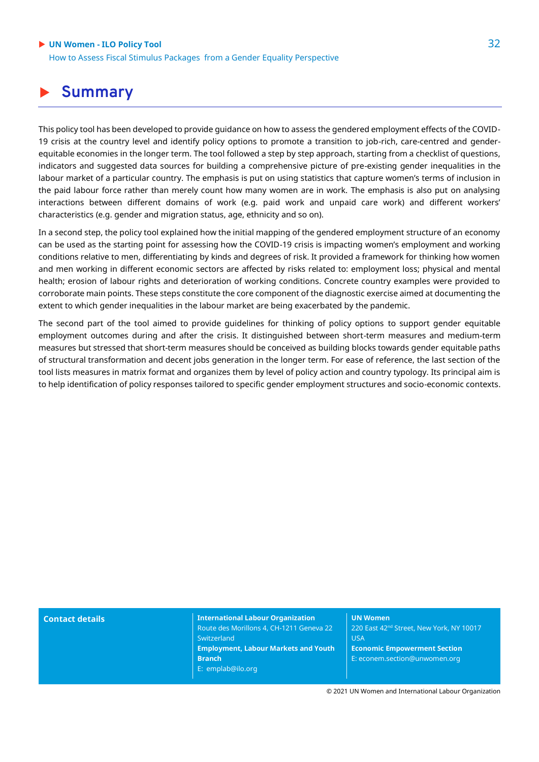# Summary

This policy tool has been developed to provide guidance on how to assess the gendered employment effects of the COVID-19 crisis at the country level and identify policy options to promote a transition to job-rich, care-centred and gender-equitable economies in the longer term. The tool followed a step by step approach, starting from a checklist of questions, indicators and suggested data sources for building a comprehensive picture of pre-existing gender inequalities in the labour market of a particular country. The emphasis is put on using statistics that capture women's terms of inclusion in the paid labour force rather than merely count how many women are in work. The emphasis is also put on analysing interactions between different domains of work (e.g. paid work and unpaid care work) and different workers' characteristics (e.g. gender and migration status, age, ethnicity and so on).

In a second step, the policy tool explained how the initial mapping of the gendered employment structure of an economy can be used as the starting point for assessing how the COVID-19 crisis is impacting women's employment and working conditions relative to men, differentiating by kinds and degrees of risk. It provided a framework for thinking how women and men working in different economic sectors are affected by risks related to: employment loss; physical and mental health; erosion of labour rights and deterioration of working conditions. Concrete country examples were provided to corroborate main points. These steps constitute the core component of the diagnostic exercise aimed at documenting the extent to which gender inequalities in the labour market are being exacerbated by the pandemic.

The second part of the tool aimed to provide guidelines for thinking of policy options to support gender equitable employment outcomes during and after the crisis. It distinguished between short-term measures and medium-term measures but stressed that short-term measures should be conceived as building blocks towards gender equitable paths of structural transformation and decent jobs generation in the longer term. For ease of reference, the last section of the tool lists measures in matrix format and organizes them by level of policy action and country typology. Its principal aim is to help identification of policy responses tailored to specific gender employment structures and socio-economic contexts.

**Contact details**

**International Labour Organization**
Route des Morillons 4, CH-1211 Geneva 22
Switzerland
**Employment, Labour Markets and Youth Branch**
E: emplab@ilo.org

**UN Women**
220 East 42nd Street, New York, NY 10017
USA
**Economic Empowerment Section**
E: econem.section@unwomen.org

© 2021 UN Women and International Labour Organization